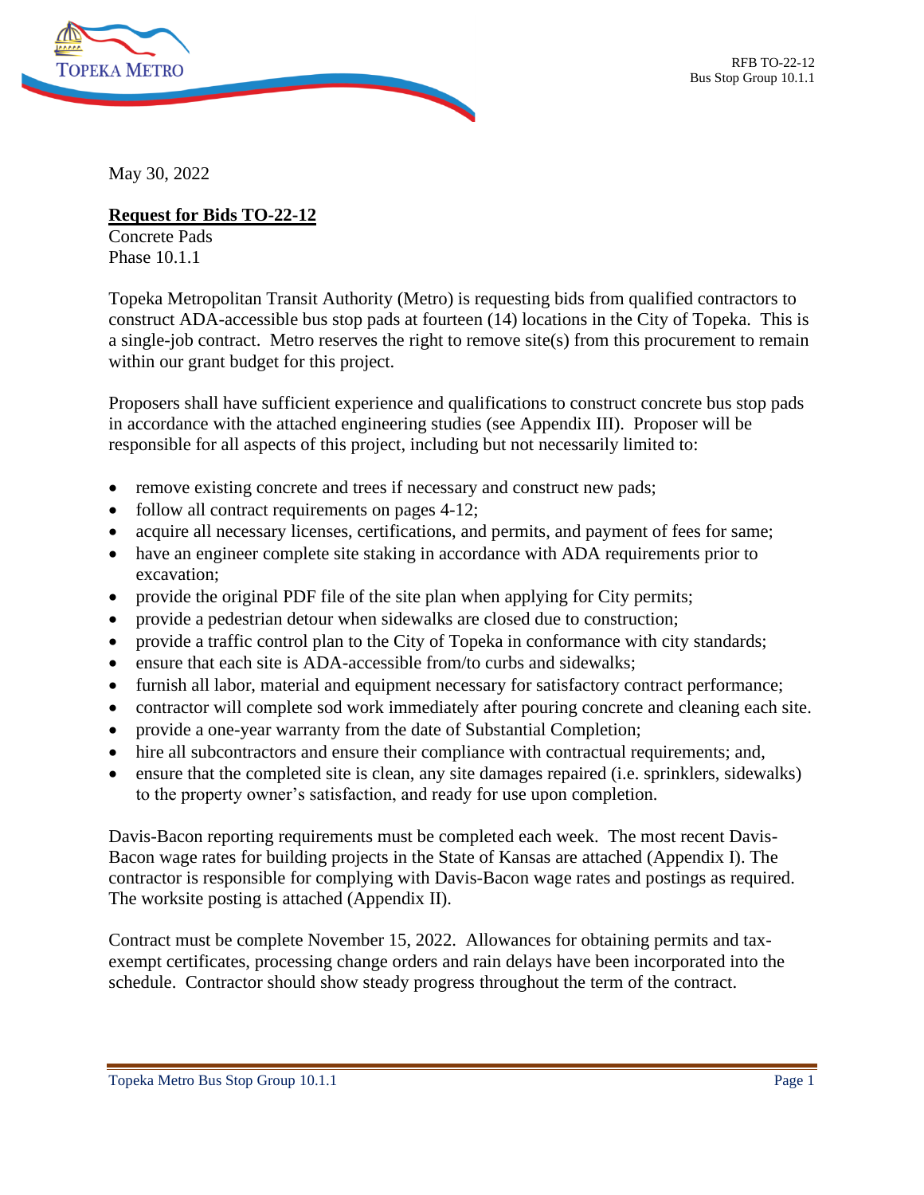May 30, 2022

**Request for Bids TO-22-12**

Concrete Pads
Phase 10.1.1

Topeka Metropolitan Transit Authority (Metro) is requesting bids from qualified contractors to construct ADA-accessible bus stop pads at fourteen (14) locations in the City of Topeka. This is a single-job contract. Metro reserves the right to remove site(s) from this procurement to remain within our grant budget for this project.

Proposers shall have sufficient experience and qualifications to construct concrete bus stop pads in accordance with the attached engineering studies (see Appendix III). Proposer will be responsible for all aspects of this project, including but not necessarily limited to:

- remove existing concrete and trees if necessary and construct new pads;
- follow all contract requirements on pages 4-12;
- acquire all necessary licenses, certifications, and permits, and payment of fees for same;
- have an engineer complete site staking in accordance with ADA requirements prior to excavation;
- provide the original PDF file of the site plan when applying for City permits;
- provide a pedestrian detour when sidewalks are closed due to construction;
- provide a traffic control plan to the City of Topeka in conformance with city standards;
- ensure that each site is ADA-accessible from/to curbs and sidewalks;
- furnish all labor, material and equipment necessary for satisfactory contract performance;
- contractor will complete sod work immediately after pouring concrete and cleaning each site.
- provide a one-year warranty from the date of Substantial Completion;
- hire all subcontractors and ensure their compliance with contractual requirements; and,
- ensure that the completed site is clean, any site damages repaired (i.e. sprinklers, sidewalks) to the property owner's satisfaction, and ready for use upon completion.

Davis-Bacon reporting requirements must be completed each week. The most recent Davis-Bacon wage rates for building projects in the State of Kansas are attached (Appendix I). The contractor is responsible for complying with Davis-Bacon wage rates and postings as required. The worksite posting is attached (Appendix II).

Contract must be complete November 15, 2022. Allowances for obtaining permits and tax-exempt certificates, processing change orders and rain delays have been incorporated into the schedule. Contractor should show steady progress throughout the term of the contract.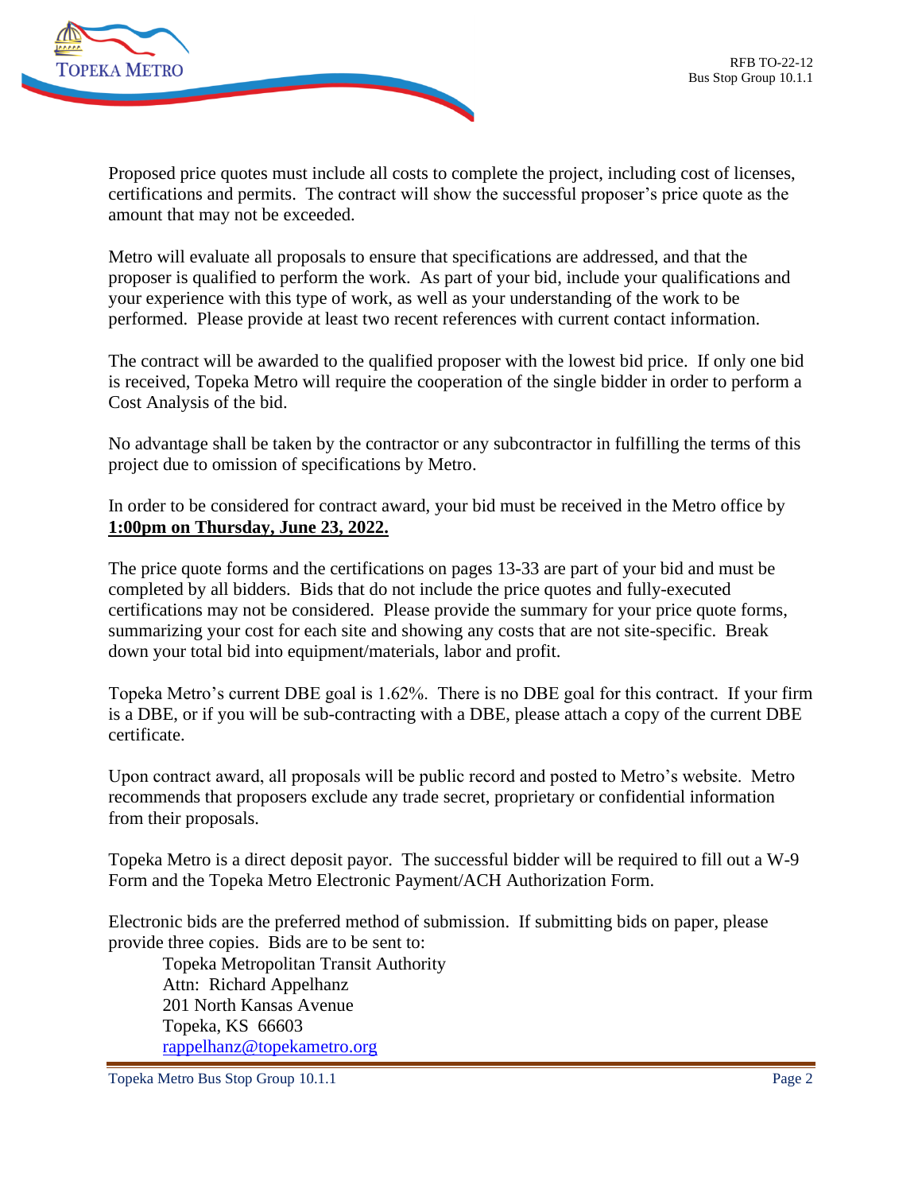Proposed price quotes must include all costs to complete the project, including cost of licenses, certifications and permits. The contract will show the successful proposer's price quote as the amount that may not be exceeded.

Metro will evaluate all proposals to ensure that specifications are addressed, and that the proposer is qualified to perform the work. As part of your bid, include your qualifications and your experience with this type of work, as well as your understanding of the work to be performed. Please provide at least two recent references with current contact information.

The contract will be awarded to the qualified proposer with the lowest bid price. If only one bid is received, Topeka Metro will require the cooperation of the single bidder in order to perform a Cost Analysis of the bid.

No advantage shall be taken by the contractor or any subcontractor in fulfilling the terms of this project due to omission of specifications by Metro.

In order to be considered for contract award, your bid must be received in the Metro office by **1:00pm on Thursday, June 23, 2022.**

The price quote forms and the certifications on pages 13-33 are part of your bid and must be completed by all bidders. Bids that do not include the price quotes and fully-executed certifications may not be considered. Please provide the summary for your price quote forms, summarizing your cost for each site and showing any costs that are not site-specific. Break down your total bid into equipment/materials, labor and profit.

Topeka Metro's current DBE goal is 1.62%. There is no DBE goal for this contract. If your firm is a DBE, or if you will be sub-contracting with a DBE, please attach a copy of the current DBE certificate.

Upon contract award, all proposals will be public record and posted to Metro's website. Metro recommends that proposers exclude any trade secret, proprietary or confidential information from their proposals.

Topeka Metro is a direct deposit payor. The successful bidder will be required to fill out a W-9 Form and the Topeka Metro Electronic Payment/ACH Authorization Form.

Electronic bids are the preferred method of submission. If submitting bids on paper, please provide three copies. Bids are to be sent to:

Topeka Metropolitan Transit Authority
Attn: Richard Appelhanz
201 North Kansas Avenue
Topeka, KS 66603
rappelhanz@topekametro.org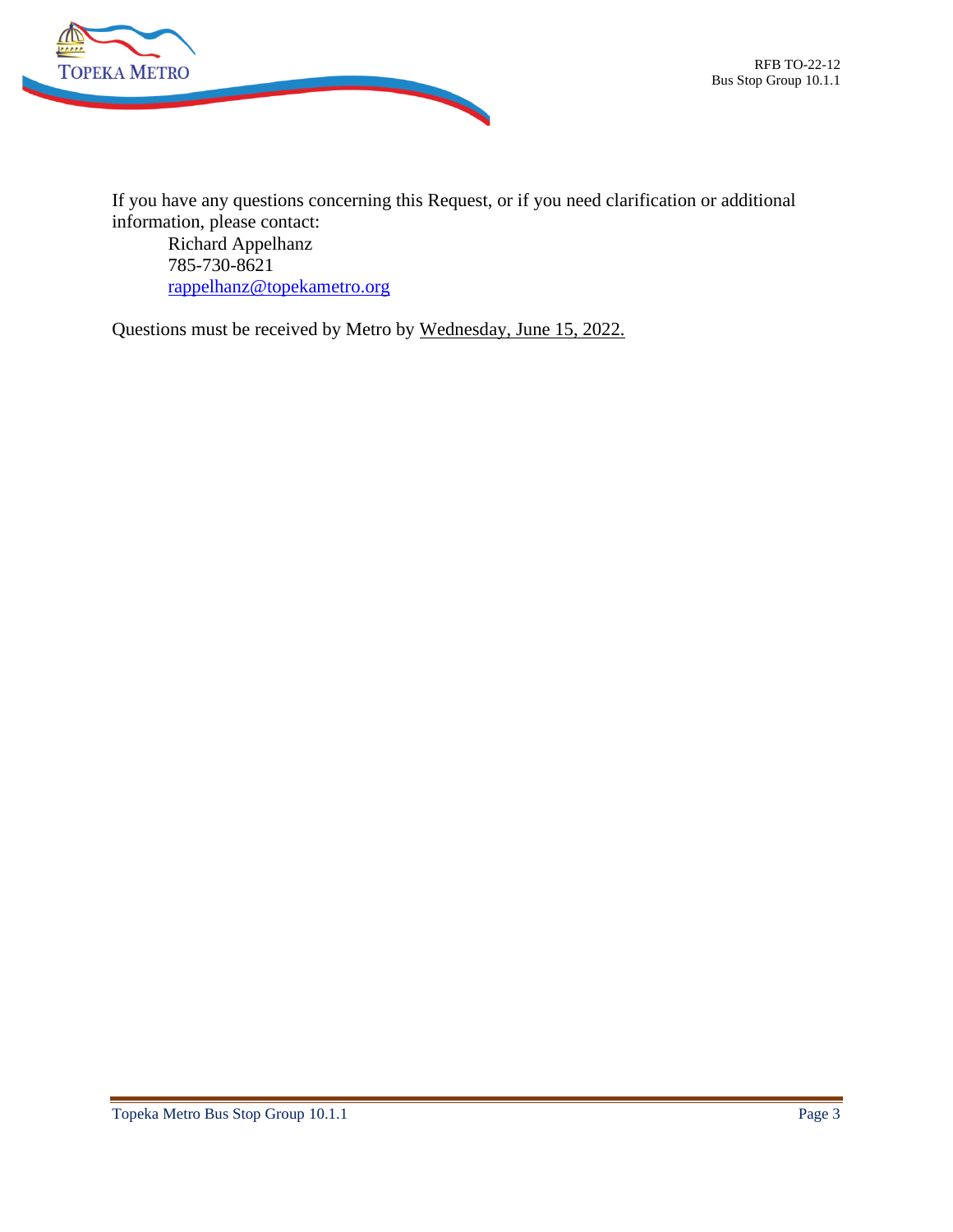If you have any questions concerning this Request, or if you need clarification or additional information, please contact:

Richard Appelhanz
785-730-8621
rappelhanz@topekametro.org

Questions must be received by Metro by Wednesday, June 15, 2022.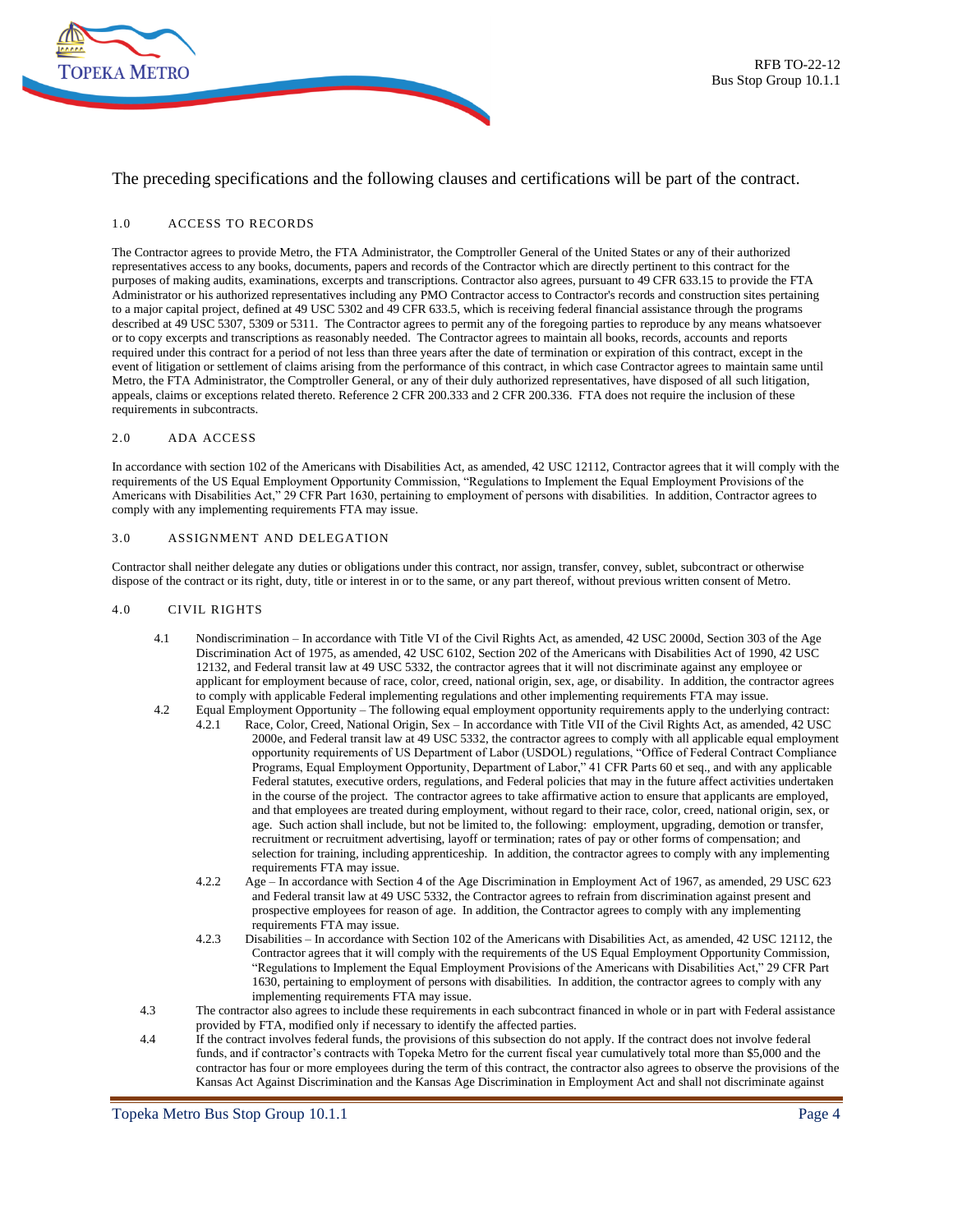The preceding specifications and the following clauses and certifications will be part of the contract.

## 1.0 ACCESS TO RECORDS

The Contractor agrees to provide Metro, the FTA Administrator, the Comptroller General of the United States or any of their authorized representatives access to any books, documents, papers and records of the Contractor which are directly pertinent to this contract for the purposes of making audits, examinations, excerpts and transcriptions. Contractor also agrees, pursuant to 49 CFR 633.15 to provide the FTA Administrator or his authorized representatives including any PMO Contractor access to Contractor's records and construction sites pertaining to a major capital project, defined at 49 USC 5302 and 49 CFR 633.5, which is receiving federal financial assistance through the programs described at 49 USC 5307, 5309 or 5311. The Contractor agrees to permit any of the foregoing parties to reproduce by any means whatsoever or to copy excerpts and transcriptions as reasonably needed. The Contractor agrees to maintain all books, records, accounts and reports required under this contract for a period of not less than three years after the date of termination or expiration of this contract, except in the event of litigation or settlement of claims arising from the performance of this contract, in which case Contractor agrees to maintain same until Metro, the FTA Administrator, the Comptroller General, or any of their duly authorized representatives, have disposed of all such litigation, appeals, claims or exceptions related thereto. Reference 2 CFR 200.333 and 2 CFR 200.336. FTA does not require the inclusion of these requirements in subcontracts.

## 2.0 ADA ACCESS

In accordance with section 102 of the Americans with Disabilities Act, as amended, 42 USC 12112, Contractor agrees that it will comply with the requirements of the US Equal Employment Opportunity Commission, "Regulations to Implement the Equal Employment Provisions of the Americans with Disabilities Act," 29 CFR Part 1630, pertaining to employment of persons with disabilities. In addition, Contractor agrees to comply with any implementing requirements FTA may issue.

## 3.0 ASSIGNMENT AND DELEGATION

Contractor shall neither delegate any duties or obligations under this contract, nor assign, transfer, convey, sublet, subcontract or otherwise dispose of the contract or its right, duty, title or interest in or to the same, or any part thereof, without previous written consent of Metro.

## 4.0 CIVIL RIGHTS

4.1 Nondiscrimination – In accordance with Title VI of the Civil Rights Act, as amended, 42 USC 2000d, Section 303 of the Age Discrimination Act of 1975, as amended, 42 USC 6102, Section 202 of the Americans with Disabilities Act of 1990, 42 USC 12132, and Federal transit law at 49 USC 5332, the contractor agrees that it will not discriminate against any employee or applicant for employment because of race, color, creed, national origin, sex, age, or disability. In addition, the contractor agrees to comply with applicable Federal implementing regulations and other implementing requirements FTA may issue.

4.2 Equal Employment Opportunity – The following equal employment opportunity requirements apply to the underlying contract:

4.2.1 Race, Color, Creed, National Origin, Sex – In accordance with Title VII of the Civil Rights Act, as amended, 42 USC 2000e, and Federal transit law at 49 USC 5332, the contractor agrees to comply with all applicable equal employment opportunity requirements of US Department of Labor (USDOL) regulations, "Office of Federal Contract Compliance Programs, Equal Employment Opportunity, Department of Labor," 41 CFR Parts 60 et seq., and with any applicable Federal statutes, executive orders, regulations, and Federal policies that may in the future affect activities undertaken in the course of the project. The contractor agrees to take affirmative action to ensure that applicants are employed, and that employees are treated during employment, without regard to their race, color, creed, national origin, sex, or age. Such action shall include, but not be limited to, the following: employment, upgrading, demotion or transfer, recruitment or recruitment advertising, layoff or termination; rates of pay or other forms of compensation; and selection for training, including apprenticeship. In addition, the contractor agrees to comply with any implementing requirements FTA may issue.

4.2.2 Age – In accordance with Section 4 of the Age Discrimination in Employment Act of 1967, as amended, 29 USC 623 and Federal transit law at 49 USC 5332, the Contractor agrees to refrain from discrimination against present and prospective employees for reason of age. In addition, the Contractor agrees to comply with any implementing requirements FTA may issue.

4.2.3 Disabilities – In accordance with Section 102 of the Americans with Disabilities Act, as amended, 42 USC 12112, the Contractor agrees that it will comply with the requirements of the US Equal Employment Opportunity Commission, "Regulations to Implement the Equal Employment Provisions of the Americans with Disabilities Act," 29 CFR Part 1630, pertaining to employment of persons with disabilities. In addition, the contractor agrees to comply with any implementing requirements FTA may issue.

4.3 The contractor also agrees to include these requirements in each subcontract financed in whole or in part with Federal assistance provided by FTA, modified only if necessary to identify the affected parties.

4.4 If the contract involves federal funds, the provisions of this subsection do not apply. If the contract does not involve federal funds, and if contractor's contracts with Topeka Metro for the current fiscal year cumulatively total more than $5,000 and the contractor has four or more employees during the term of this contract, the contractor also agrees to observe the provisions of the Kansas Act Against Discrimination and the Kansas Age Discrimination in Employment Act and shall not discriminate against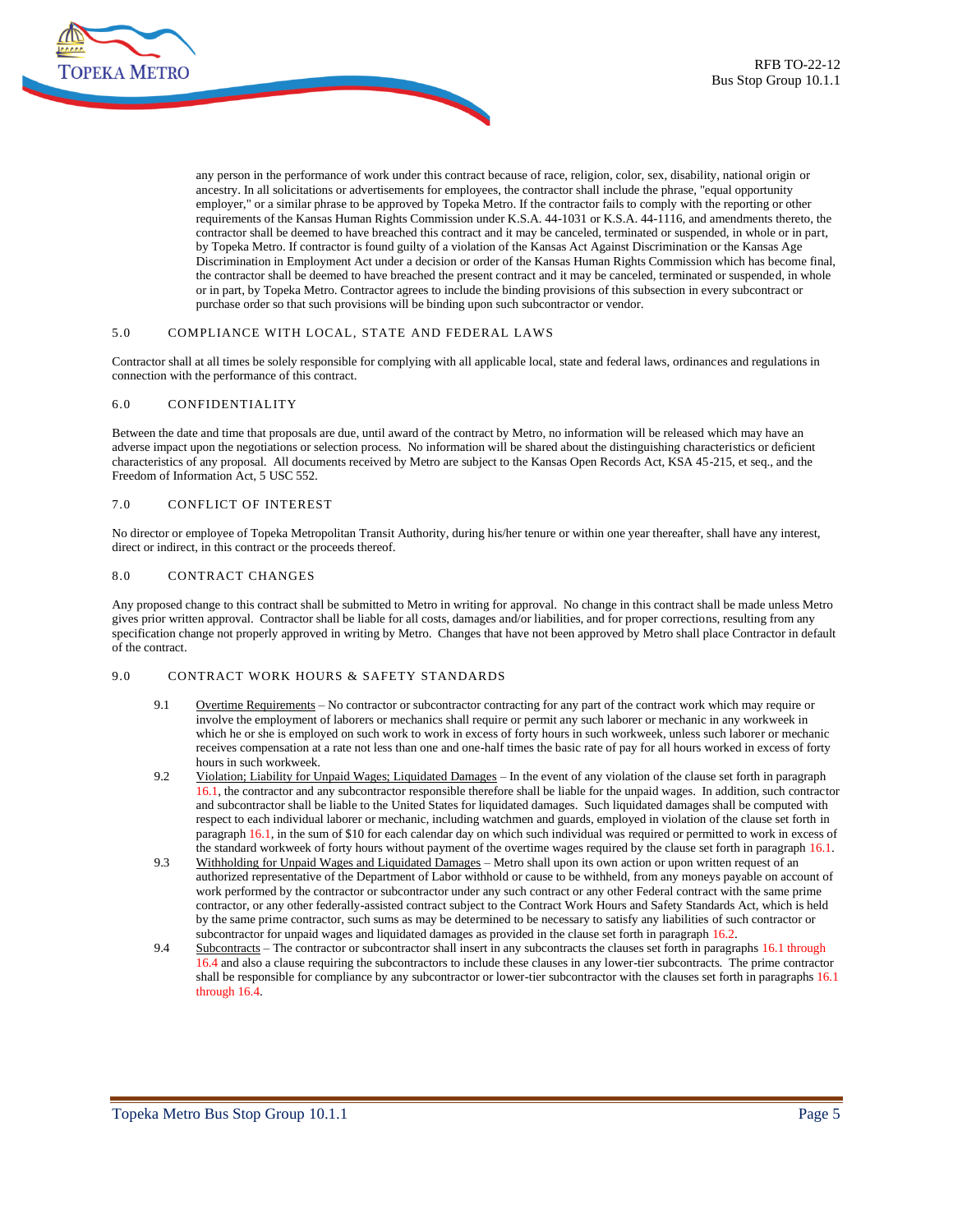any person in the performance of work under this contract because of race, religion, color, sex, disability, national origin or ancestry. In all solicitations or advertisements for employees, the contractor shall include the phrase, "equal opportunity employer," or a similar phrase to be approved by Topeka Metro. If the contractor fails to comply with the reporting or other requirements of the Kansas Human Rights Commission under K.S.A. 44-1031 or K.S.A. 44-1116, and amendments thereto, the contractor shall be deemed to have breached this contract and it may be canceled, terminated or suspended, in whole or in part, by Topeka Metro. If contractor is found guilty of a violation of the Kansas Act Against Discrimination or the Kansas Age Discrimination in Employment Act under a decision or order of the Kansas Human Rights Commission which has become final, the contractor shall be deemed to have breached the present contract and it may be canceled, terminated or suspended, in whole or in part, by Topeka Metro. Contractor agrees to include the binding provisions of this subsection in every subcontract or purchase order so that such provisions will be binding upon such subcontractor or vendor.

## 5.0 COMPLIANCE WITH LOCAL, STATE AND FEDERAL LAWS

Contractor shall at all times be solely responsible for complying with all applicable local, state and federal laws, ordinances and regulations in connection with the performance of this contract.

## 6.0 CONFIDENTIALITY

Between the date and time that proposals are due, until award of the contract by Metro, no information will be released which may have an adverse impact upon the negotiations or selection process. No information will be shared about the distinguishing characteristics or deficient characteristics of any proposal. All documents received by Metro are subject to the Kansas Open Records Act, KSA 45-215, et seq., and the Freedom of Information Act, 5 USC 552.

## 7.0 CONFLICT OF INTEREST

No director or employee of Topeka Metropolitan Transit Authority, during his/her tenure or within one year thereafter, shall have any interest, direct or indirect, in this contract or the proceeds thereof.

## 8.0 CONTRACT CHANGES

Any proposed change to this contract shall be submitted to Metro in writing for approval. No change in this contract shall be made unless Metro gives prior written approval. Contractor shall be liable for all costs, damages and/or liabilities, and for proper corrections, resulting from any specification change not properly approved in writing by Metro. Changes that have not been approved by Metro shall place Contractor in default of the contract.

## 9.0 CONTRACT WORK HOURS & SAFETY STANDARDS

9.1 Overtime Requirements – No contractor or subcontractor contracting for any part of the contract work which may require or involve the employment of laborers or mechanics shall require or permit any such laborer or mechanic in any workweek in which he or she is employed on such work to work in excess of forty hours in such workweek, unless such laborer or mechanic receives compensation at a rate not less than one and one-half times the basic rate of pay for all hours worked in excess of forty hours in such workweek.

9.2 Violation; Liability for Unpaid Wages; Liquidated Damages – In the event of any violation of the clause set forth in paragraph 16.1, the contractor and any subcontractor responsible therefore shall be liable for the unpaid wages. In addition, such contractor and subcontractor shall be liable to the United States for liquidated damages. Such liquidated damages shall be computed with respect to each individual laborer or mechanic, including watchmen and guards, employed in violation of the clause set forth in paragraph 16.1, in the sum of $10 for each calendar day on which such individual was required or permitted to work in excess of the standard workweek of forty hours without payment of the overtime wages required by the clause set forth in paragraph 16.1.

9.3 Withholding for Unpaid Wages and Liquidated Damages – Metro shall upon its own action or upon written request of an authorized representative of the Department of Labor withhold or cause to be withheld, from any moneys payable on account of work performed by the contractor or subcontractor under any such contract or any other Federal contract with the same prime contractor, or any other federally-assisted contract subject to the Contract Work Hours and Safety Standards Act, which is held by the same prime contractor, such sums as may be determined to be necessary to satisfy any liabilities of such contractor or subcontractor for unpaid wages and liquidated damages as provided in the clause set forth in paragraph 16.2.

9.4 Subcontracts – The contractor or subcontractor shall insert in any subcontracts the clauses set forth in paragraphs 16.1 through 16.4 and also a clause requiring the subcontractors to include these clauses in any lower-tier subcontracts. The prime contractor shall be responsible for compliance by any subcontractor or lower-tier subcontractor with the clauses set forth in paragraphs 16.1 through 16.4.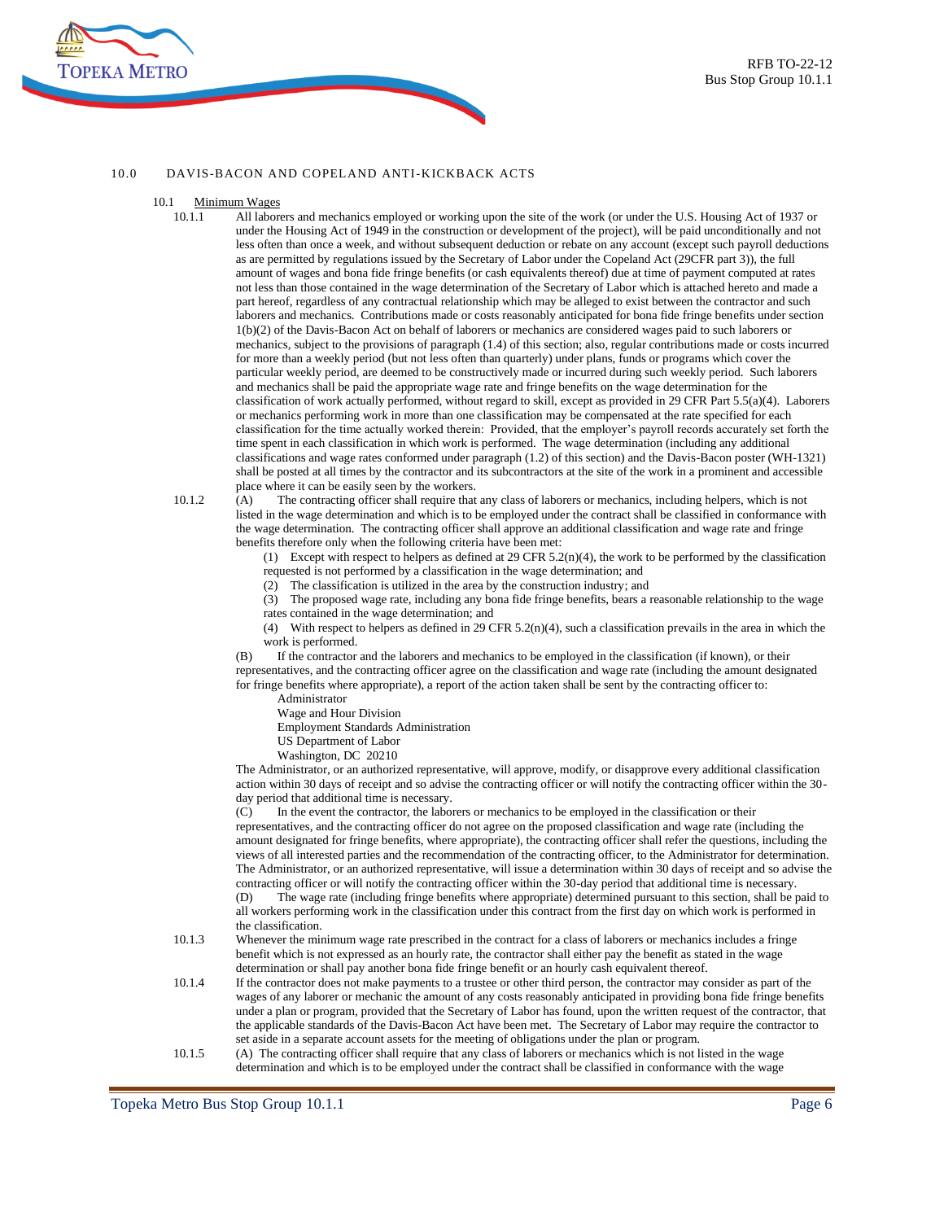## 10.0 DAVIS-BACON AND COPELAND ANTI-KICKBACK ACTS

### 10.1 Minimum Wages

10.1.1 All laborers and mechanics employed or working upon the site of the work (or under the U.S. Housing Act of 1937 or under the Housing Act of 1949 in the construction or development of the project), will be paid unconditionally and not less often than once a week, and without subsequent deduction or rebate on any account (except such payroll deductions as are permitted by regulations issued by the Secretary of Labor under the Copeland Act (29CFR part 3)), the full amount of wages and bona fide fringe benefits (or cash equivalents thereof) due at time of payment computed at rates not less than those contained in the wage determination of the Secretary of Labor which is attached hereto and made a part hereof, regardless of any contractual relationship which may be alleged to exist between the contractor and such laborers and mechanics. Contributions made or costs reasonably anticipated for bona fide fringe benefits under section 1(b)(2) of the Davis-Bacon Act on behalf of laborers or mechanics are considered wages paid to such laborers or mechanics, subject to the provisions of paragraph (1.4) of this section; also, regular contributions made or costs incurred for more than a weekly period (but not less often than quarterly) under plans, funds or programs which cover the particular weekly period, are deemed to be constructively made or incurred during such weekly period. Such laborers and mechanics shall be paid the appropriate wage rate and fringe benefits on the wage determination for the classification of work actually performed, without regard to skill, except as provided in 29 CFR Part 5.5(a)(4). Laborers or mechanics performing work in more than one classification may be compensated at the rate specified for each classification for the time actually worked therein: Provided, that the employer's payroll records accurately set forth the time spent in each classification in which work is performed. The wage determination (including any additional classifications and wage rates conformed under paragraph (1.2) of this section) and the Davis-Bacon poster (WH-1321) shall be posted at all times by the contractor and its subcontractors at the site of the work in a prominent and accessible place where it can be easily seen by the workers.

10.1.2 (A) The contracting officer shall require that any class of laborers or mechanics, including helpers, which is not listed in the wage determination and which is to be employed under the contract shall be classified in conformance with the wage determination. The contracting officer shall approve an additional classification and wage rate and fringe benefits therefore only when the following criteria have been met:

(1) Except with respect to helpers as defined at 29 CFR 5.2(n)(4), the work to be performed by the classification requested is not performed by a classification in the wage determination; and

(2) The classification is utilized in the area by the construction industry; and

(3) The proposed wage rate, including any bona fide fringe benefits, bears a reasonable relationship to the wage rates contained in the wage determination; and

(4) With respect to helpers as defined in 29 CFR 5.2(n)(4), such a classification prevails in the area in which the work is performed.

(B) If the contractor and the laborers and mechanics to be employed in the classification (if known), or their representatives, and the contracting officer agree on the classification and wage rate (including the amount designated for fringe benefits where appropriate), a report of the action taken shall be sent by the contracting officer to:

Administrator
Wage and Hour Division
Employment Standards Administration
US Department of Labor
Washington, DC 20210

The Administrator, or an authorized representative, will approve, modify, or disapprove every additional classification action within 30 days of receipt and so advise the contracting officer or will notify the contracting officer within the 30-day period that additional time is necessary.

(C) In the event the contractor, the laborers or mechanics to be employed in the classification or their representatives, and the contracting officer do not agree on the proposed classification and wage rate (including the amount designated for fringe benefits, where appropriate), the contracting officer shall refer the questions, including the views of all interested parties and the recommendation of the contracting officer, to the Administrator for determination. The Administrator, or an authorized representative, will issue a determination within 30 days of receipt and so advise the contracting officer or will notify the contracting officer within the 30-day period that additional time is necessary.

(D) The wage rate (including fringe benefits where appropriate) determined pursuant to this section, shall be paid to all workers performing work in the classification under this contract from the first day on which work is performed in the classification.

10.1.3 Whenever the minimum wage rate prescribed in the contract for a class of laborers or mechanics includes a fringe benefit which is not expressed as an hourly rate, the contractor shall either pay the benefit as stated in the wage determination or shall pay another bona fide fringe benefit or an hourly cash equivalent thereof.

10.1.4 If the contractor does not make payments to a trustee or other third person, the contractor may consider as part of the wages of any laborer or mechanic the amount of any costs reasonably anticipated in providing bona fide fringe benefits under a plan or program, provided that the Secretary of Labor has found, upon the written request of the contractor, that the applicable standards of the Davis-Bacon Act have been met. The Secretary of Labor may require the contractor to set aside in a separate account assets for the meeting of obligations under the plan or program.

10.1.5 (A) The contracting officer shall require that any class of laborers or mechanics which is not listed in the wage determination and which is to be employed under the contract shall be classified in conformance with the wage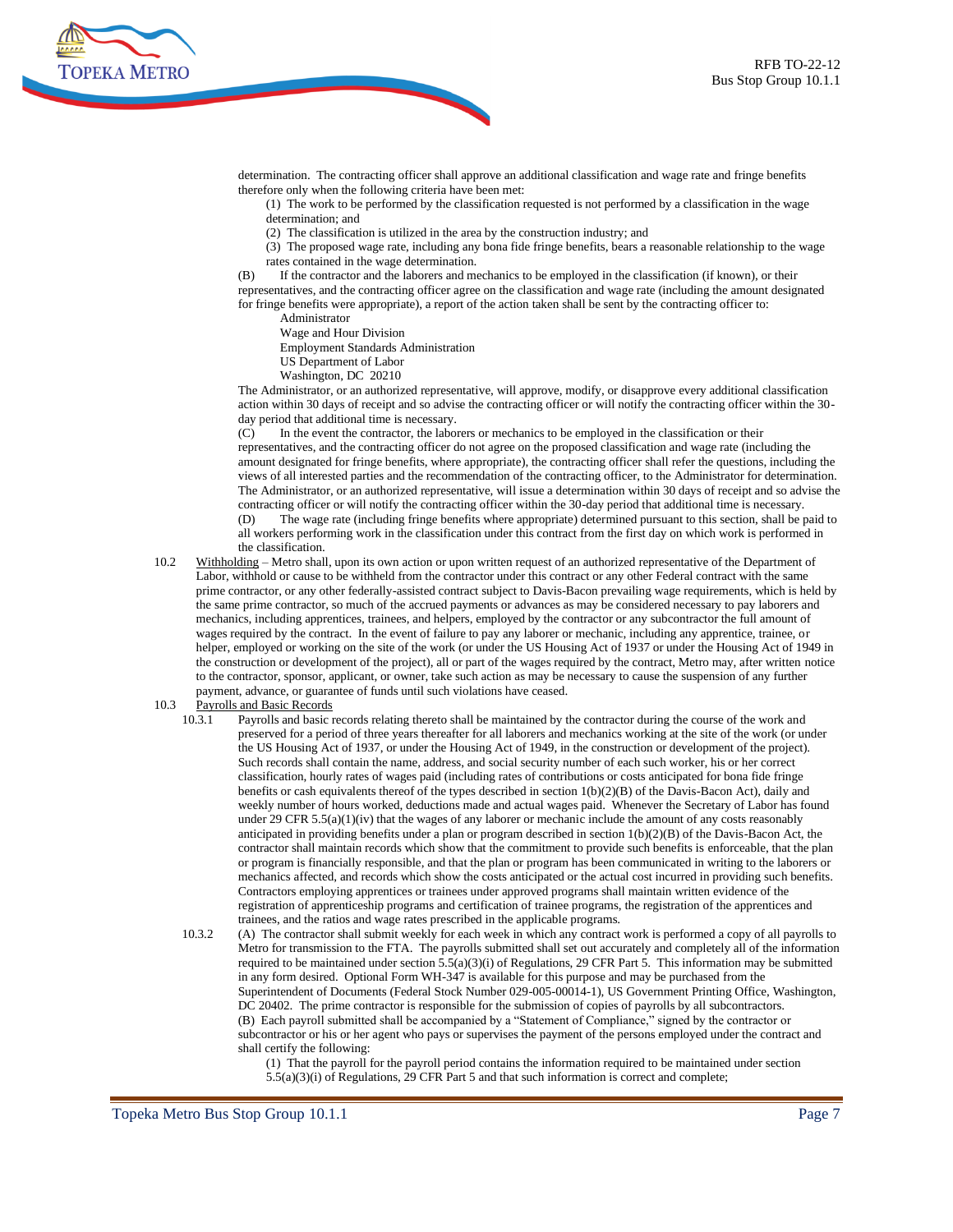determination. The contracting officer shall approve an additional classification and wage rate and fringe benefits therefore only when the following criteria have been met:

(1) The work to be performed by the classification requested is not performed by a classification in the wage determination; and

(2) The classification is utilized in the area by the construction industry; and

(3) The proposed wage rate, including any bona fide fringe benefits, bears a reasonable relationship to the wage rates contained in the wage determination.

(B) If the contractor and the laborers and mechanics to be employed in the classification (if known), or their representatives, and the contracting officer agree on the classification and wage rate (including the amount designated for fringe benefits were appropriate), a report of the action taken shall be sent by the contracting officer to:

Administrator
Wage and Hour Division
Employment Standards Administration
US Department of Labor
Washington, DC 20210

The Administrator, or an authorized representative, will approve, modify, or disapprove every additional classification action within 30 days of receipt and so advise the contracting officer or will notify the contracting officer within the 30-day period that additional time is necessary.

(C) In the event the contractor, the laborers or mechanics to be employed in the classification or their representatives, and the contracting officer do not agree on the proposed classification and wage rate (including the amount designated for fringe benefits, where appropriate), the contracting officer shall refer the questions, including the views of all interested parties and the recommendation of the contracting officer, to the Administrator for determination. The Administrator, or an authorized representative, will issue a determination within 30 days of receipt and so advise the contracting officer or will notify the contracting officer within the 30-day period that additional time is necessary.

(D) The wage rate (including fringe benefits where appropriate) determined pursuant to this section, shall be paid to all workers performing work in the classification under this contract from the first day on which work is performed in the classification.

10.2 Withholding – Metro shall, upon its own action or upon written request of an authorized representative of the Department of Labor, withhold or cause to be withheld from the contractor under this contract or any other Federal contract with the same prime contractor, or any other federally-assisted contract subject to Davis-Bacon prevailing wage requirements, which is held by the same prime contractor, so much of the accrued payments or advances as may be considered necessary to pay laborers and mechanics, including apprentices, trainees, and helpers, employed by the contractor or any subcontractor the full amount of wages required by the contract. In the event of failure to pay any laborer or mechanic, including any apprentice, trainee, or helper, employed or working on the site of the work (or under the US Housing Act of 1937 or under the Housing Act of 1949 in the construction or development of the project), all or part of the wages required by the contract, Metro may, after written notice to the contractor, sponsor, applicant, or owner, take such action as may be necessary to cause the suspension of any further payment, advance, or guarantee of funds until such violations have ceased.

10.3 Payrolls and Basic Records

10.3.1 Payrolls and basic records relating thereto shall be maintained by the contractor during the course of the work and preserved for a period of three years thereafter for all laborers and mechanics working at the site of the work (or under the US Housing Act of 1937, or under the Housing Act of 1949, in the construction or development of the project). Such records shall contain the name, address, and social security number of each such worker, his or her correct classification, hourly rates of wages paid (including rates of contributions or costs anticipated for bona fide fringe benefits or cash equivalents thereof of the types described in section 1(b)(2)(B) of the Davis-Bacon Act), daily and weekly number of hours worked, deductions made and actual wages paid. Whenever the Secretary of Labor has found under 29 CFR 5.5(a)(1)(iv) that the wages of any laborer or mechanic include the amount of any costs reasonably anticipated in providing benefits under a plan or program described in section 1(b)(2)(B) of the Davis-Bacon Act, the contractor shall maintain records which show that the commitment to provide such benefits is enforceable, that the plan or program is financially responsible, and that the plan or program has been communicated in writing to the laborers or mechanics affected, and records which show the costs anticipated or the actual cost incurred in providing such benefits. Contractors employing apprentices or trainees under approved programs shall maintain written evidence of the registration of apprenticeship programs and certification of trainee programs, the registration of the apprentices and trainees, and the ratios and wage rates prescribed in the applicable programs.

10.3.2 (A) The contractor shall submit weekly for each week in which any contract work is performed a copy of all payrolls to Metro for transmission to the FTA. The payrolls submitted shall set out accurately and completely all of the information required to be maintained under section 5.5(a)(3)(i) of Regulations, 29 CFR Part 5. This information may be submitted in any form desired. Optional Form WH-347 is available for this purpose and may be purchased from the Superintendent of Documents (Federal Stock Number 029-005-00014-1), US Government Printing Office, Washington, DC 20402. The prime contractor is responsible for the submission of copies of payrolls by all subcontractors.

(B) Each payroll submitted shall be accompanied by a "Statement of Compliance," signed by the contractor or subcontractor or his or her agent who pays or supervises the payment of the persons employed under the contract and shall certify the following:

(1) That the payroll for the payroll period contains the information required to be maintained under section 5.5(a)(3)(i) of Regulations, 29 CFR Part 5 and that such information is correct and complete;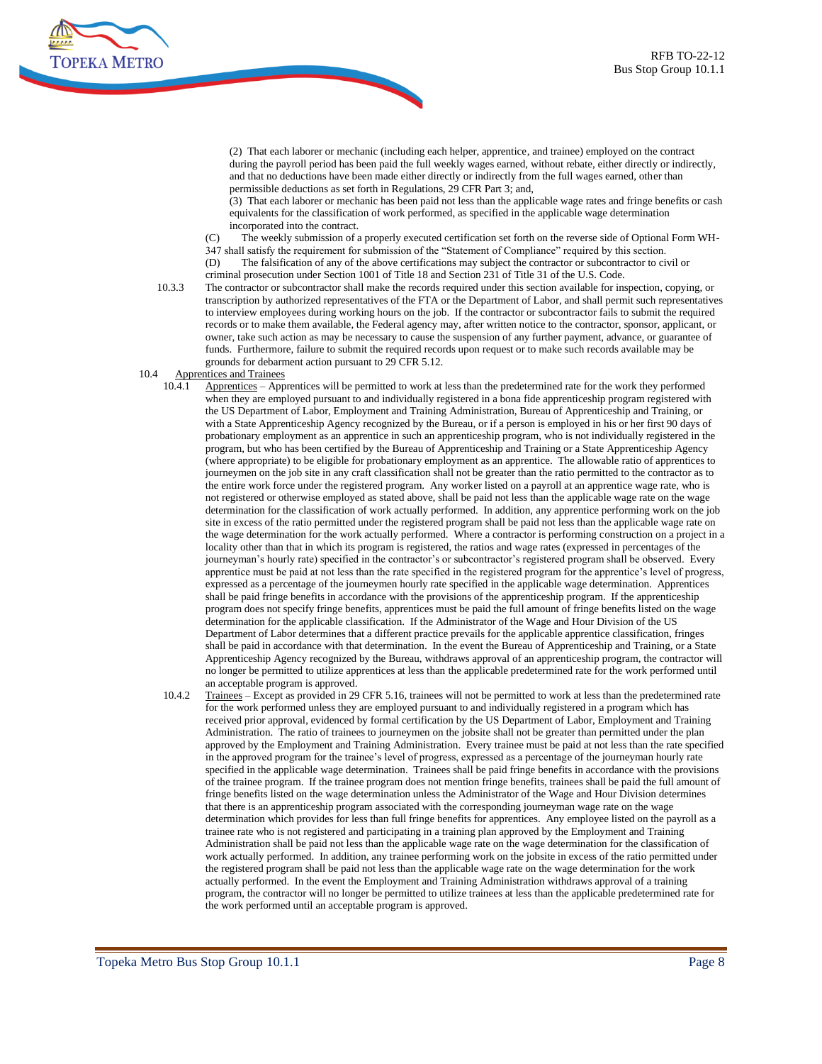(2) That each laborer or mechanic (including each helper, apprentice, and trainee) employed on the contract during the payroll period has been paid the full weekly wages earned, without rebate, either directly or indirectly, and that no deductions have been made either directly or indirectly from the full wages earned, other than permissible deductions as set forth in Regulations, 29 CFR Part 3; and,

(3) That each laborer or mechanic has been paid not less than the applicable wage rates and fringe benefits or cash equivalents for the classification of work performed, as specified in the applicable wage determination incorporated into the contract.

(C) The weekly submission of a properly executed certification set forth on the reverse side of Optional Form WH-347 shall satisfy the requirement for submission of the "Statement of Compliance" required by this section.

(D) The falsification of any of the above certifications may subject the contractor or subcontractor to civil or criminal prosecution under Section 1001 of Title 18 and Section 231 of Title 31 of the U.S. Code.

10.3.3 The contractor or subcontractor shall make the records required under this section available for inspection, copying, or transcription by authorized representatives of the FTA or the Department of Labor, and shall permit such representatives to interview employees during working hours on the job. If the contractor or subcontractor fails to submit the required records or to make them available, the Federal agency may, after written notice to the contractor, sponsor, applicant, or owner, take such action as may be necessary to cause the suspension of any further payment, advance, or guarantee of funds. Furthermore, failure to submit the required records upon request or to make such records available may be grounds for debarment action pursuant to 29 CFR 5.12.

10.4 Apprentices and Trainees

10.4.1 Apprentices – Apprentices will be permitted to work at less than the predetermined rate for the work they performed when they are employed pursuant to and individually registered in a bona fide apprenticeship program registered with the US Department of Labor, Employment and Training Administration, Bureau of Apprenticeship and Training, or with a State Apprenticeship Agency recognized by the Bureau, or if a person is employed in his or her first 90 days of probationary employment as an apprentice in such an apprenticeship program, who is not individually registered in the program, but who has been certified by the Bureau of Apprenticeship and Training or a State Apprenticeship Agency (where appropriate) to be eligible for probationary employment as an apprentice. The allowable ratio of apprentices to journeymen on the job site in any craft classification shall not be greater than the ratio permitted to the contractor as to the entire work force under the registered program. Any worker listed on a payroll at an apprentice wage rate, who is not registered or otherwise employed as stated above, shall be paid not less than the applicable wage rate on the wage determination for the classification of work actually performed. In addition, any apprentice performing work on the job site in excess of the ratio permitted under the registered program shall be paid not less than the applicable wage rate on the wage determination for the work actually performed. Where a contractor is performing construction on a project in a locality other than that in which its program is registered, the ratios and wage rates (expressed in percentages of the journeyman's hourly rate) specified in the contractor's or subcontractor's registered program shall be observed. Every apprentice must be paid at not less than the rate specified in the registered program for the apprentice's level of progress, expressed as a percentage of the journeymen hourly rate specified in the applicable wage determination. Apprentices shall be paid fringe benefits in accordance with the provisions of the apprenticeship program. If the apprenticeship program does not specify fringe benefits, apprentices must be paid the full amount of fringe benefits listed on the wage determination for the applicable classification. If the Administrator of the Wage and Hour Division of the US Department of Labor determines that a different practice prevails for the applicable apprentice classification, fringes shall be paid in accordance with that determination. In the event the Bureau of Apprenticeship and Training, or a State Apprenticeship Agency recognized by the Bureau, withdraws approval of an apprenticeship program, the contractor will no longer be permitted to utilize apprentices at less than the applicable predetermined rate for the work performed until an acceptable program is approved.

10.4.2 Trainees – Except as provided in 29 CFR 5.16, trainees will not be permitted to work at less than the predetermined rate for the work performed unless they are employed pursuant to and individually registered in a program which has received prior approval, evidenced by formal certification by the US Department of Labor, Employment and Training Administration. The ratio of trainees to journeymen on the jobsite shall not be greater than permitted under the plan approved by the Employment and Training Administration. Every trainee must be paid at not less than the rate specified in the approved program for the trainee's level of progress, expressed as a percentage of the journeyman hourly rate specified in the applicable wage determination. Trainees shall be paid fringe benefits in accordance with the provisions of the trainee program. If the trainee program does not mention fringe benefits, trainees shall be paid the full amount of fringe benefits listed on the wage determination unless the Administrator of the Wage and Hour Division determines that there is an apprenticeship program associated with the corresponding journeyman wage rate on the wage determination which provides for less than full fringe benefits for apprentices. Any employee listed on the payroll as a trainee rate who is not registered and participating in a training plan approved by the Employment and Training Administration shall be paid not less than the applicable wage rate on the wage determination for the classification of work actually performed. In addition, any trainee performing work on the jobsite in excess of the ratio permitted under the registered program shall be paid not less than the applicable wage rate on the wage determination for the work actually performed. In the event the Employment and Training Administration withdraws approval of a training program, the contractor will no longer be permitted to utilize trainees at less than the applicable predetermined rate for the work performed until an acceptable program is approved.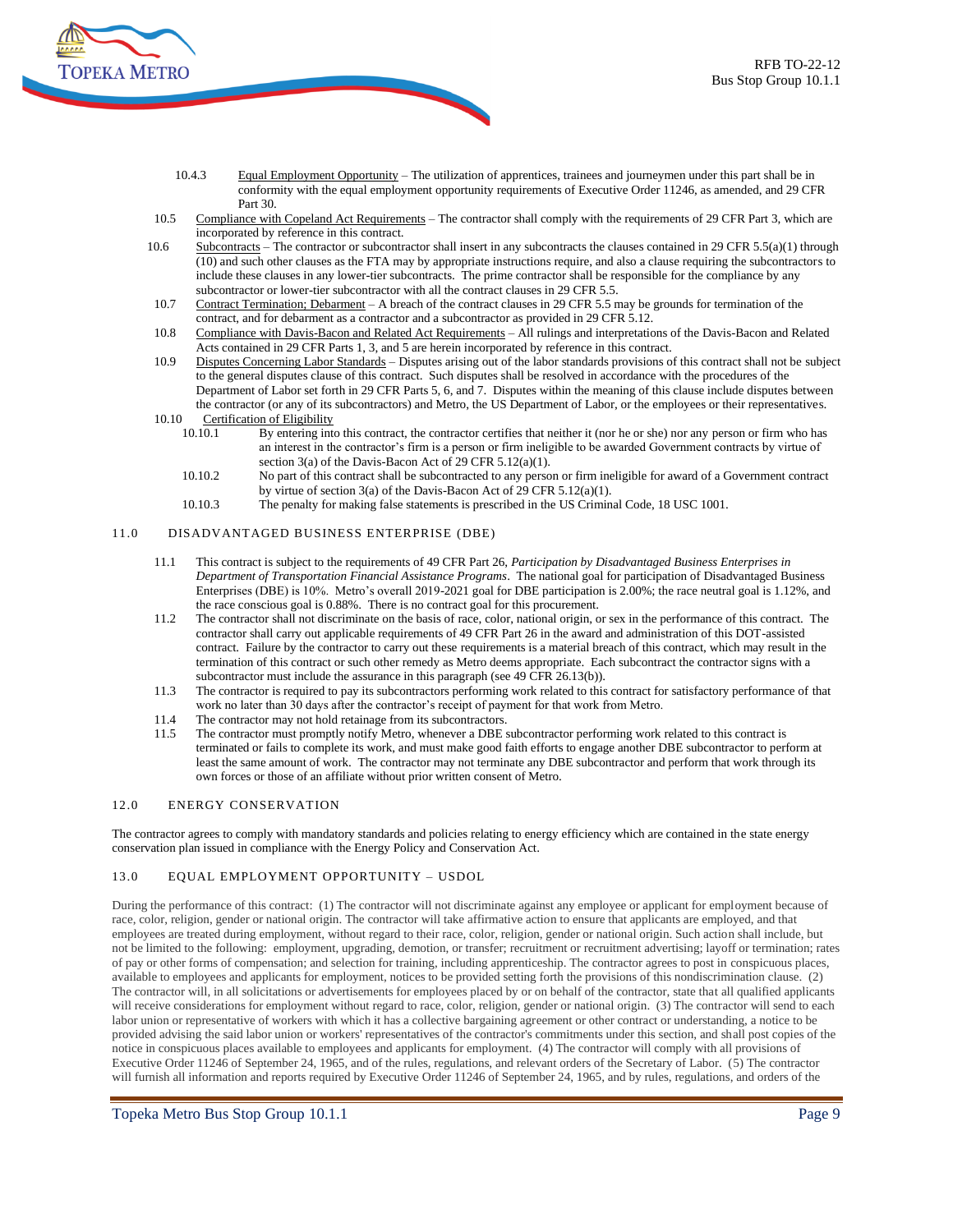10.4.3 Equal Employment Opportunity – The utilization of apprentices, trainees and journeymen under this part shall be in conformity with the equal employment opportunity requirements of Executive Order 11246, as amended, and 29 CFR Part 30.

10.5 Compliance with Copeland Act Requirements – The contractor shall comply with the requirements of 29 CFR Part 3, which are incorporated by reference in this contract.

10.6 Subcontracts – The contractor or subcontractor shall insert in any subcontracts the clauses contained in 29 CFR 5.5(a)(1) through (10) and such other clauses as the FTA may by appropriate instructions require, and also a clause requiring the subcontractors to include these clauses in any lower-tier subcontracts. The prime contractor shall be responsible for the compliance by any subcontractor or lower-tier subcontractor with all the contract clauses in 29 CFR 5.5.

10.7 Contract Termination; Debarment – A breach of the contract clauses in 29 CFR 5.5 may be grounds for termination of the contract, and for debarment as a contractor and a subcontractor as provided in 29 CFR 5.12.

10.8 Compliance with Davis-Bacon and Related Act Requirements – All rulings and interpretations of the Davis-Bacon and Related Acts contained in 29 CFR Parts 1, 3, and 5 are herein incorporated by reference in this contract.

10.9 Disputes Concerning Labor Standards – Disputes arising out of the labor standards provisions of this contract shall not be subject to the general disputes clause of this contract. Such disputes shall be resolved in accordance with the procedures of the Department of Labor set forth in 29 CFR Parts 5, 6, and 7. Disputes within the meaning of this clause include disputes between the contractor (or any of its subcontractors) and Metro, the US Department of Labor, or the employees or their representatives.

10.10 Certification of Eligibility

10.10.1 By entering into this contract, the contractor certifies that neither it (nor he or she) nor any person or firm who has an interest in the contractor's firm is a person or firm ineligible to be awarded Government contracts by virtue of section 3(a) of the Davis-Bacon Act of 29 CFR 5.12(a)(1).

10.10.2 No part of this contract shall be subcontracted to any person or firm ineligible for award of a Government contract by virtue of section 3(a) of the Davis-Bacon Act of 29 CFR 5.12(a)(1).

10.10.3 The penalty for making false statements is prescribed in the US Criminal Code, 18 USC 1001.

## 11.0 DISADVANTAGED BUSINESS ENTERPRISE (DBE)

11.1 This contract is subject to the requirements of 49 CFR Part 26, *Participation by Disadvantaged Business Enterprises in Department of Transportation Financial Assistance Programs*. The national goal for participation of Disadvantaged Business Enterprises (DBE) is 10%. Metro's overall 2019-2021 goal for DBE participation is 2.00%; the race neutral goal is 1.12%, and the race conscious goal is 0.88%. There is no contract goal for this procurement.

11.2 The contractor shall not discriminate on the basis of race, color, national origin, or sex in the performance of this contract. The contractor shall carry out applicable requirements of 49 CFR Part 26 in the award and administration of this DOT-assisted contract. Failure by the contractor to carry out these requirements is a material breach of this contract, which may result in the termination of this contract or such other remedy as Metro deems appropriate. Each subcontract the contractor signs with a subcontractor must include the assurance in this paragraph (see 49 CFR 26.13(b)).

11.3 The contractor is required to pay its subcontractors performing work related to this contract for satisfactory performance of that work no later than 30 days after the contractor's receipt of payment for that work from Metro.

11.4 The contractor may not hold retainage from its subcontractors.

11.5 The contractor must promptly notify Metro, whenever a DBE subcontractor performing work related to this contract is terminated or fails to complete its work, and must make good faith efforts to engage another DBE subcontractor to perform at least the same amount of work. The contractor may not terminate any DBE subcontractor and perform that work through its own forces or those of an affiliate without prior written consent of Metro.

## 12.0 ENERGY CONSERVATION

The contractor agrees to comply with mandatory standards and policies relating to energy efficiency which are contained in the state energy conservation plan issued in compliance with the Energy Policy and Conservation Act.

## 13.0 EQUAL EMPLOYMENT OPPORTUNITY – USDOL

During the performance of this contract: (1) The contractor will not discriminate against any employee or applicant for employment because of race, color, religion, gender or national origin. The contractor will take affirmative action to ensure that applicants are employed, and that employees are treated during employment, without regard to their race, color, religion, gender or national origin. Such action shall include, but not be limited to the following: employment, upgrading, demotion, or transfer; recruitment or recruitment advertising; layoff or termination; rates of pay or other forms of compensation; and selection for training, including apprenticeship. The contractor agrees to post in conspicuous places, available to employees and applicants for employment, notices to be provided setting forth the provisions of this nondiscrimination clause. (2) The contractor will, in all solicitations or advertisements for employees placed by or on behalf of the contractor, state that all qualified applicants will receive considerations for employment without regard to race, color, religion, gender or national origin. (3) The contractor will send to each labor union or representative of workers with which it has a collective bargaining agreement or other contract or understanding, a notice to be provided advising the said labor union or workers' representatives of the contractor's commitments under this section, and shall post copies of the notice in conspicuous places available to employees and applicants for employment. (4) The contractor will comply with all provisions of Executive Order 11246 of September 24, 1965, and of the rules, regulations, and relevant orders of the Secretary of Labor. (5) The contractor will furnish all information and reports required by Executive Order 11246 of September 24, 1965, and by rules, regulations, and orders of the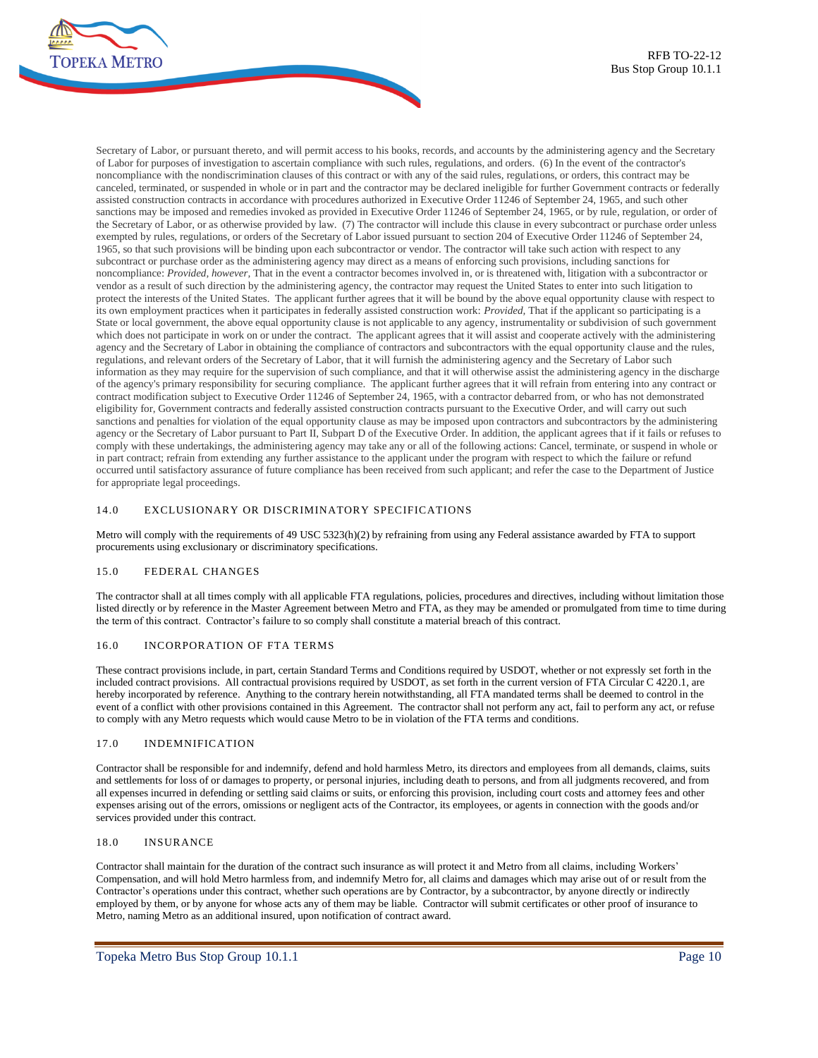Secretary of Labor, or pursuant thereto, and will permit access to his books, records, and accounts by the administering agency and the Secretary of Labor for purposes of investigation to ascertain compliance with such rules, regulations, and orders. (6) In the event of the contractor's noncompliance with the nondiscrimination clauses of this contract or with any of the said rules, regulations, or orders, this contract may be canceled, terminated, or suspended in whole or in part and the contractor may be declared ineligible for further Government contracts or federally assisted construction contracts in accordance with procedures authorized in Executive Order 11246 of September 24, 1965, and such other sanctions may be imposed and remedies invoked as provided in Executive Order 11246 of September 24, 1965, or by rule, regulation, or order of the Secretary of Labor, or as otherwise provided by law. (7) The contractor will include this clause in every subcontract or purchase order unless exempted by rules, regulations, or orders of the Secretary of Labor issued pursuant to section 204 of Executive Order 11246 of September 24, 1965, so that such provisions will be binding upon each subcontractor or vendor. The contractor will take such action with respect to any subcontract or purchase order as the administering agency may direct as a means of enforcing such provisions, including sanctions for noncompliance: *Provided, however,* That in the event a contractor becomes involved in, or is threatened with, litigation with a subcontractor or vendor as a result of such direction by the administering agency, the contractor may request the United States to enter into such litigation to protect the interests of the United States. The applicant further agrees that it will be bound by the above equal opportunity clause with respect to its own employment practices when it participates in federally assisted construction work: *Provided,* That if the applicant so participating is a State or local government, the above equal opportunity clause is not applicable to any agency, instrumentality or subdivision of such government which does not participate in work on or under the contract. The applicant agrees that it will assist and cooperate actively with the administering agency and the Secretary of Labor in obtaining the compliance of contractors and subcontractors with the equal opportunity clause and the rules, regulations, and relevant orders of the Secretary of Labor, that it will furnish the administering agency and the Secretary of Labor such information as they may require for the supervision of such compliance, and that it will otherwise assist the administering agency in the discharge of the agency's primary responsibility for securing compliance. The applicant further agrees that it will refrain from entering into any contract or contract modification subject to Executive Order 11246 of September 24, 1965, with a contractor debarred from, or who has not demonstrated eligibility for, Government contracts and federally assisted construction contracts pursuant to the Executive Order, and will carry out such sanctions and penalties for violation of the equal opportunity clause as may be imposed upon contractors and subcontractors by the administering agency or the Secretary of Labor pursuant to Part II, Subpart D of the Executive Order. In addition, the applicant agrees that if it fails or refuses to comply with these undertakings, the administering agency may take any or all of the following actions: Cancel, terminate, or suspend in whole or in part contract; refrain from extending any further assistance to the applicant under the program with respect to which the failure or refund occurred until satisfactory assurance of future compliance has been received from such applicant; and refer the case to the Department of Justice for appropriate legal proceedings.

## 14.0 EXCLUSIONARY OR DISCRIMINATORY SPECIFICATIONS

Metro will comply with the requirements of 49 USC 5323(h)(2) by refraining from using any Federal assistance awarded by FTA to support procurements using exclusionary or discriminatory specifications.

## 15.0 FEDERAL CHANGES

The contractor shall at all times comply with all applicable FTA regulations, policies, procedures and directives, including without limitation those listed directly or by reference in the Master Agreement between Metro and FTA, as they may be amended or promulgated from time to time during the term of this contract. Contractor's failure to so comply shall constitute a material breach of this contract.

## 16.0 INCORPORATION OF FTA TERMS

These contract provisions include, in part, certain Standard Terms and Conditions required by USDOT, whether or not expressly set forth in the included contract provisions. All contractual provisions required by USDOT, as set forth in the current version of FTA Circular C 4220.1, are hereby incorporated by reference. Anything to the contrary herein notwithstanding, all FTA mandated terms shall be deemed to control in the event of a conflict with other provisions contained in this Agreement. The contractor shall not perform any act, fail to perform any act, or refuse to comply with any Metro requests which would cause Metro to be in violation of the FTA terms and conditions.

## 17.0 INDEMNIFICATION

Contractor shall be responsible for and indemnify, defend and hold harmless Metro, its directors and employees from all demands, claims, suits and settlements for loss of or damages to property, or personal injuries, including death to persons, and from all judgments recovered, and from all expenses incurred in defending or settling said claims or suits, or enforcing this provision, including court costs and attorney fees and other expenses arising out of the errors, omissions or negligent acts of the Contractor, its employees, or agents in connection with the goods and/or services provided under this contract.

## 18.0 INSURANCE

Contractor shall maintain for the duration of the contract such insurance as will protect it and Metro from all claims, including Workers' Compensation, and will hold Metro harmless from, and indemnify Metro for, all claims and damages which may arise out of or result from the Contractor's operations under this contract, whether such operations are by Contractor, by a subcontractor, by anyone directly or indirectly employed by them, or by anyone for whose acts any of them may be liable. Contractor will submit certificates or other proof of insurance to Metro, naming Metro as an additional insured, upon notification of contract award.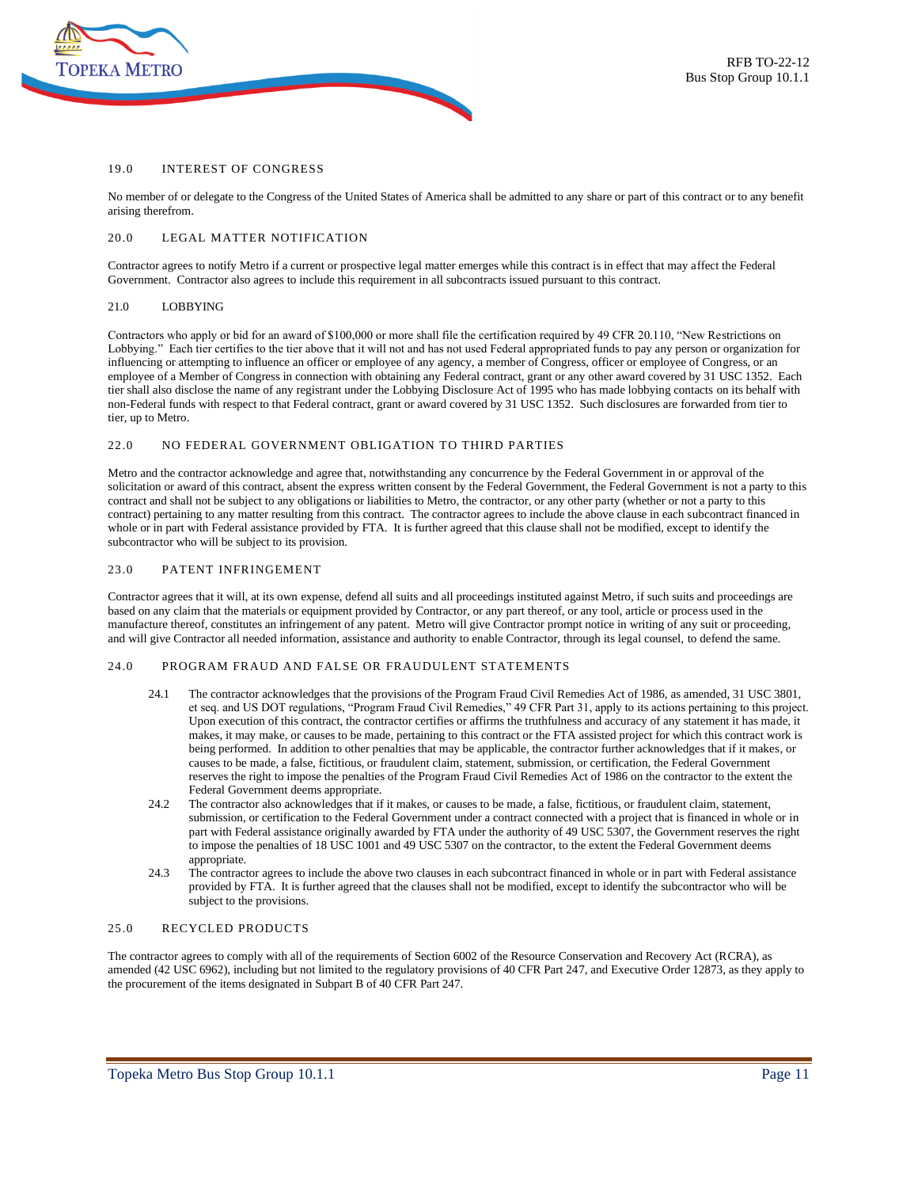## 19.0 INTEREST OF CONGRESS

No member of or delegate to the Congress of the United States of America shall be admitted to any share or part of this contract or to any benefit arising therefrom.

## 20.0 LEGAL MATTER NOTIFICATION

Contractor agrees to notify Metro if a current or prospective legal matter emerges while this contract is in effect that may affect the Federal Government. Contractor also agrees to include this requirement in all subcontracts issued pursuant to this contract.

## 21.0 LOBBYING

Contractors who apply or bid for an award of $100,000 or more shall file the certification required by 49 CFR 20.110, "New Restrictions on Lobbying." Each tier certifies to the tier above that it will not and has not used Federal appropriated funds to pay any person or organization for influencing or attempting to influence an officer or employee of any agency, a member of Congress, officer or employee of Congress, or an employee of a Member of Congress in connection with obtaining any Federal contract, grant or any other award covered by 31 USC 1352. Each tier shall also disclose the name of any registrant under the Lobbying Disclosure Act of 1995 who has made lobbying contacts on its behalf with non-Federal funds with respect to that Federal contract, grant or award covered by 31 USC 1352. Such disclosures are forwarded from tier to tier, up to Metro.

## 22.0 NO FEDERAL GOVERNMENT OBLIGATION TO THIRD PARTIES

Metro and the contractor acknowledge and agree that, notwithstanding any concurrence by the Federal Government in or approval of the solicitation or award of this contract, absent the express written consent by the Federal Government, the Federal Government is not a party to this contract and shall not be subject to any obligations or liabilities to Metro, the contractor, or any other party (whether or not a party to this contract) pertaining to any matter resulting from this contract. The contractor agrees to include the above clause in each subcontract financed in whole or in part with Federal assistance provided by FTA. It is further agreed that this clause shall not be modified, except to identify the subcontractor who will be subject to its provision.

## 23.0 PATENT INFRINGEMENT

Contractor agrees that it will, at its own expense, defend all suits and all proceedings instituted against Metro, if such suits and proceedings are based on any claim that the materials or equipment provided by Contractor, or any part thereof, or any tool, article or process used in the manufacture thereof, constitutes an infringement of any patent. Metro will give Contractor prompt notice in writing of any suit or proceeding, and will give Contractor all needed information, assistance and authority to enable Contractor, through its legal counsel, to defend the same.

## 24.0 PROGRAM FRAUD AND FALSE OR FRAUDULENT STATEMENTS

24.1 The contractor acknowledges that the provisions of the Program Fraud Civil Remedies Act of 1986, as amended, 31 USC 3801, et seq. and US DOT regulations, "Program Fraud Civil Remedies," 49 CFR Part 31, apply to its actions pertaining to this project. Upon execution of this contract, the contractor certifies or affirms the truthfulness and accuracy of any statement it has made, it makes, it may make, or causes to be made, pertaining to this contract or the FTA assisted project for which this contract work is being performed. In addition to other penalties that may be applicable, the contractor further acknowledges that if it makes, or causes to be made, a false, fictitious, or fraudulent claim, statement, submission, or certification, the Federal Government reserves the right to impose the penalties of the Program Fraud Civil Remedies Act of 1986 on the contractor to the extent the Federal Government deems appropriate.

24.2 The contractor also acknowledges that if it makes, or causes to be made, a false, fictitious, or fraudulent claim, statement, submission, or certification to the Federal Government under a contract connected with a project that is financed in whole or in part with Federal assistance originally awarded by FTA under the authority of 49 USC 5307, the Government reserves the right to impose the penalties of 18 USC 1001 and 49 USC 5307 on the contractor, to the extent the Federal Government deems appropriate.

24.3 The contractor agrees to include the above two clauses in each subcontract financed in whole or in part with Federal assistance provided by FTA. It is further agreed that the clauses shall not be modified, except to identify the subcontractor who will be subject to the provisions.

## 25.0 RECYCLED PRODUCTS

The contractor agrees to comply with all of the requirements of Section 6002 of the Resource Conservation and Recovery Act (RCRA), as amended (42 USC 6962), including but not limited to the regulatory provisions of 40 CFR Part 247, and Executive Order 12873, as they apply to the procurement of the items designated in Subpart B of 40 CFR Part 247.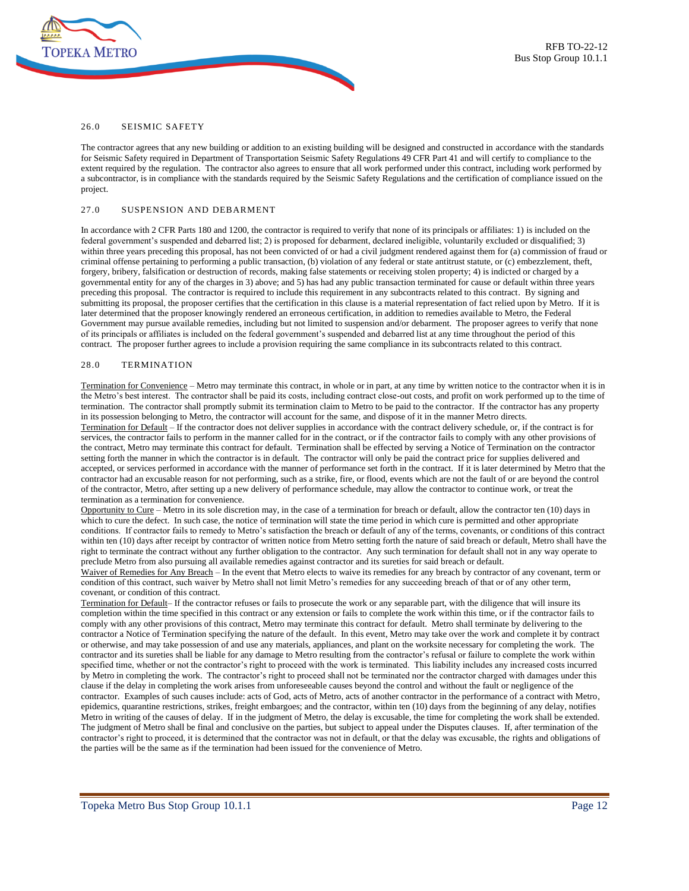## 26.0 SEISMIC SAFETY

The contractor agrees that any new building or addition to an existing building will be designed and constructed in accordance with the standards for Seismic Safety required in Department of Transportation Seismic Safety Regulations 49 CFR Part 41 and will certify to compliance to the extent required by the regulation. The contractor also agrees to ensure that all work performed under this contract, including work performed by a subcontractor, is in compliance with the standards required by the Seismic Safety Regulations and the certification of compliance issued on the project.

## 27.0 SUSPENSION AND DEBARMENT

In accordance with 2 CFR Parts 180 and 1200, the contractor is required to verify that none of its principals or affiliates: 1) is included on the federal government's suspended and debarred list; 2) is proposed for debarment, declared ineligible, voluntarily excluded or disqualified; 3) within three years preceding this proposal, has not been convicted of or had a civil judgment rendered against them for (a) commission of fraud or criminal offense pertaining to performing a public transaction, (b) violation of any federal or state antitrust statute, or (c) embezzlement, theft, forgery, bribery, falsification or destruction of records, making false statements or receiving stolen property; 4) is indicted or charged by a governmental entity for any of the charges in 3) above; and 5) has had any public transaction terminated for cause or default within three years preceding this proposal. The contractor is required to include this requirement in any subcontracts related to this contract. By signing and submitting its proposal, the proposer certifies that the certification in this clause is a material representation of fact relied upon by Metro. If it is later determined that the proposer knowingly rendered an erroneous certification, in addition to remedies available to Metro, the Federal Government may pursue available remedies, including but not limited to suspension and/or debarment. The proposer agrees to verify that none of its principals or affiliates is included on the federal government's suspended and debarred list at any time throughout the period of this contract. The proposer further agrees to include a provision requiring the same compliance in its subcontracts related to this contract.

## 28.0 TERMINATION

Termination for Convenience – Metro may terminate this contract, in whole or in part, at any time by written notice to the contractor when it is in the Metro's best interest. The contractor shall be paid its costs, including contract close-out costs, and profit on work performed up to the time of termination. The contractor shall promptly submit its termination claim to Metro to be paid to the contractor. If the contractor has any property in its possession belonging to Metro, the contractor will account for the same, and dispose of it in the manner Metro directs.

Termination for Default – If the contractor does not deliver supplies in accordance with the contract delivery schedule, or, if the contract is for services, the contractor fails to perform in the manner called for in the contract, or if the contractor fails to comply with any other provisions of the contract, Metro may terminate this contract for default. Termination shall be effected by serving a Notice of Termination on the contractor setting forth the manner in which the contractor is in default. The contractor will only be paid the contract price for supplies delivered and accepted, or services performed in accordance with the manner of performance set forth in the contract. If it is later determined by Metro that the contractor had an excusable reason for not performing, such as a strike, fire, or flood, events which are not the fault of or are beyond the control of the contractor, Metro, after setting up a new delivery of performance schedule, may allow the contractor to continue work, or treat the termination as a termination for convenience.

Opportunity to Cure – Metro in its sole discretion may, in the case of a termination for breach or default, allow the contractor ten (10) days in which to cure the defect. In such case, the notice of termination will state the time period in which cure is permitted and other appropriate conditions. If contractor fails to remedy to Metro's satisfaction the breach or default of any of the terms, covenants, or conditions of this contract within ten (10) days after receipt by contractor of written notice from Metro setting forth the nature of said breach or default, Metro shall have the right to terminate the contract without any further obligation to the contractor. Any such termination for default shall not in any way operate to preclude Metro from also pursuing all available remedies against contractor and its sureties for said breach or default.

Waiver of Remedies for Any Breach – In the event that Metro elects to waive its remedies for any breach by contractor of any covenant, term or condition of this contract, such waiver by Metro shall not limit Metro's remedies for any succeeding breach of that or of any other term, covenant, or condition of this contract.

Termination for Default– If the contractor refuses or fails to prosecute the work or any separable part, with the diligence that will insure its completion within the time specified in this contract or any extension or fails to complete the work within this time, or if the contractor fails to comply with any other provisions of this contract, Metro may terminate this contract for default. Metro shall terminate by delivering to the contractor a Notice of Termination specifying the nature of the default. In this event, Metro may take over the work and complete it by contract or otherwise, and may take possession of and use any materials, appliances, and plant on the worksite necessary for completing the work. The contractor and its sureties shall be liable for any damage to Metro resulting from the contractor's refusal or failure to complete the work within specified time, whether or not the contractor's right to proceed with the work is terminated. This liability includes any increased costs incurred by Metro in completing the work. The contractor's right to proceed shall not be terminated nor the contractor charged with damages under this clause if the delay in completing the work arises from unforeseeable causes beyond the control and without the fault or negligence of the contractor. Examples of such causes include: acts of God, acts of Metro, acts of another contractor in the performance of a contract with Metro, epidemics, quarantine restrictions, strikes, freight embargoes; and the contractor, within ten (10) days from the beginning of any delay, notifies Metro in writing of the causes of delay. If in the judgment of Metro, the delay is excusable, the time for completing the work shall be extended. The judgment of Metro shall be final and conclusive on the parties, but subject to appeal under the Disputes clauses. If, after termination of the contractor's right to proceed, it is determined that the contractor was not in default, or that the delay was excusable, the rights and obligations of the parties will be the same as if the termination had been issued for the convenience of Metro.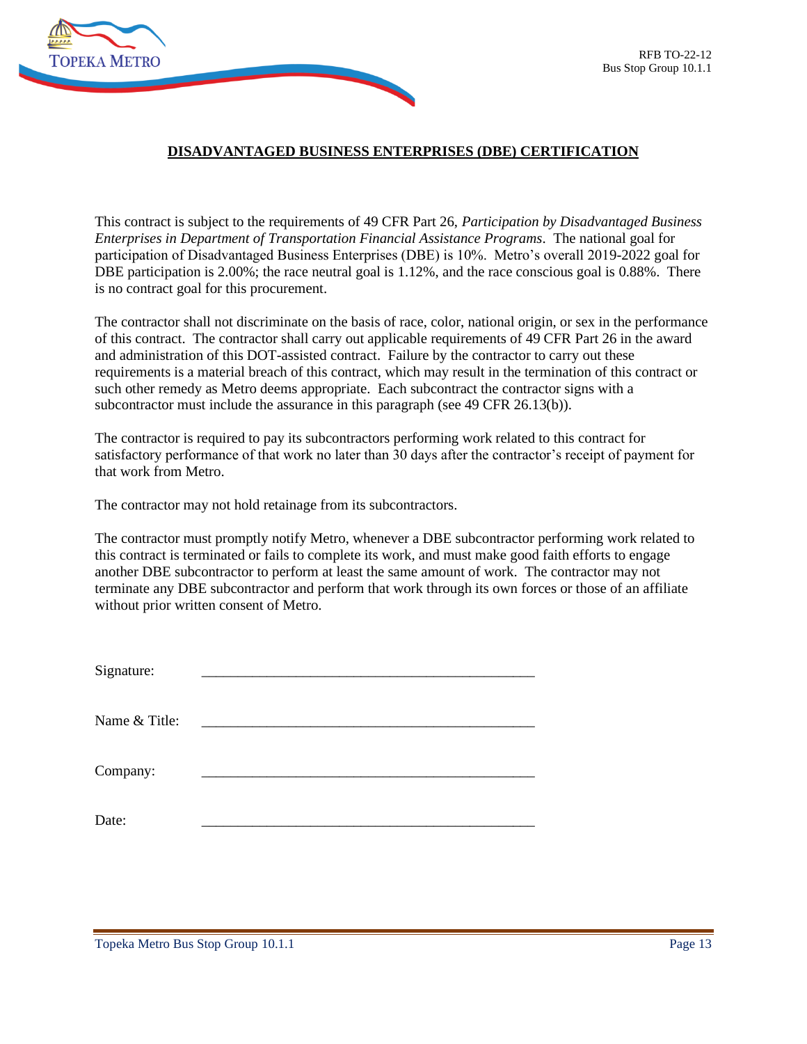## DISADVANTAGED BUSINESS ENTERPRISES (DBE) CERTIFICATION

This contract is subject to the requirements of 49 CFR Part 26, *Participation by Disadvantaged Business Enterprises in Department of Transportation Financial Assistance Programs*. The national goal for participation of Disadvantaged Business Enterprises (DBE) is 10%. Metro's overall 2019-2022 goal for DBE participation is 2.00%; the race neutral goal is 1.12%, and the race conscious goal is 0.88%. There is no contract goal for this procurement.

The contractor shall not discriminate on the basis of race, color, national origin, or sex in the performance of this contract. The contractor shall carry out applicable requirements of 49 CFR Part 26 in the award and administration of this DOT-assisted contract. Failure by the contractor to carry out these requirements is a material breach of this contract, which may result in the termination of this contract or such other remedy as Metro deems appropriate. Each subcontract the contractor signs with a subcontractor must include the assurance in this paragraph (see 49 CFR 26.13(b)).

The contractor is required to pay its subcontractors performing work related to this contract for satisfactory performance of that work no later than 30 days after the contractor's receipt of payment for that work from Metro.

The contractor may not hold retainage from its subcontractors.

The contractor must promptly notify Metro, whenever a DBE subcontractor performing work related to this contract is terminated or fails to complete its work, and must make good faith efforts to engage another DBE subcontractor to perform at least the same amount of work. The contractor may not terminate any DBE subcontractor and perform that work through its own forces or those of an affiliate without prior written consent of Metro.

Signature: \_\_\_\_\_\_\_\_\_\_\_\_\_\_\_\_\_\_\_\_\_\_\_\_\_\_\_\_\_\_\_\_\_\_\_\_\_\_\_\_\_\_\_\_

Name & Title: \_\_\_\_\_\_\_\_\_\_\_\_\_\_\_\_\_\_\_\_\_\_\_\_\_\_\_\_\_\_\_\_\_\_\_\_\_\_\_\_\_\_\_\_

Company: \_\_\_\_\_\_\_\_\_\_\_\_\_\_\_\_\_\_\_\_\_\_\_\_\_\_\_\_\_\_\_\_\_\_\_\_\_\_\_\_\_\_\_\_

Date: \_\_\_\_\_\_\_\_\_\_\_\_\_\_\_\_\_\_\_\_\_\_\_\_\_\_\_\_\_\_\_\_\_\_\_\_\_\_\_\_\_\_\_\_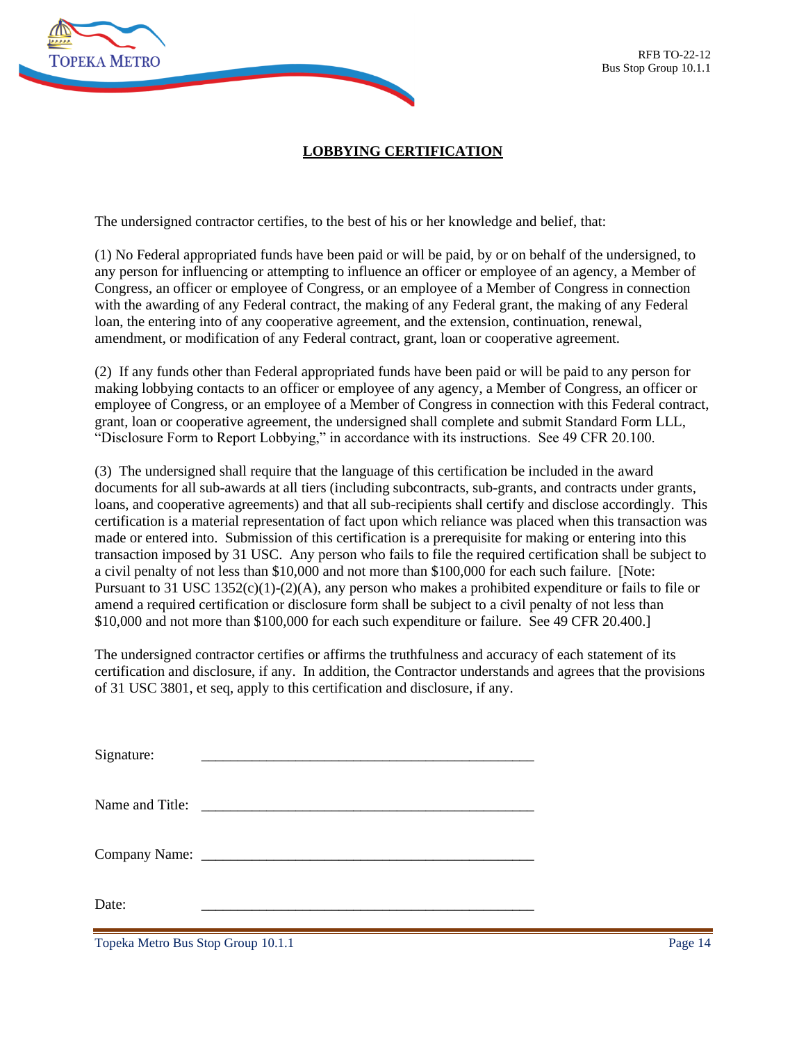# LOBBYING CERTIFICATION

The undersigned contractor certifies, to the best of his or her knowledge and belief, that:

(1) No Federal appropriated funds have been paid or will be paid, by or on behalf of the undersigned, to any person for influencing or attempting to influence an officer or employee of an agency, a Member of Congress, an officer or employee of Congress, or an employee of a Member of Congress in connection with the awarding of any Federal contract, the making of any Federal grant, the making of any Federal loan, the entering into of any cooperative agreement, and the extension, continuation, renewal, amendment, or modification of any Federal contract, grant, loan or cooperative agreement.

(2) If any funds other than Federal appropriated funds have been paid or will be paid to any person for making lobbying contacts to an officer or employee of any agency, a Member of Congress, an officer or employee of Congress, or an employee of a Member of Congress in connection with this Federal contract, grant, loan or cooperative agreement, the undersigned shall complete and submit Standard Form LLL, "Disclosure Form to Report Lobbying," in accordance with its instructions. See 49 CFR 20.100.

(3) The undersigned shall require that the language of this certification be included in the award documents for all sub-awards at all tiers (including subcontracts, sub-grants, and contracts under grants, loans, and cooperative agreements) and that all sub-recipients shall certify and disclose accordingly. This certification is a material representation of fact upon which reliance was placed when this transaction was made or entered into. Submission of this certification is a prerequisite for making or entering into this transaction imposed by 31 USC. Any person who fails to file the required certification shall be subject to a civil penalty of not less than $10,000 and not more than $100,000 for each such failure. [Note: Pursuant to 31 USC 1352(c)(1)-(2)(A), any person who makes a prohibited expenditure or fails to file or amend a required certification or disclosure form shall be subject to a civil penalty of not less than $10,000 and not more than $100,000 for each such expenditure or failure. See 49 CFR 20.400.]

The undersigned contractor certifies or affirms the truthfulness and accuracy of each statement of its certification and disclosure, if any. In addition, the Contractor understands and agrees that the provisions of 31 USC 3801, et seq, apply to this certification and disclosure, if any.

Signature: _______________________________________________

Name and Title: _______________________________________________

Company Name: _______________________________________________

Date: _______________________________________________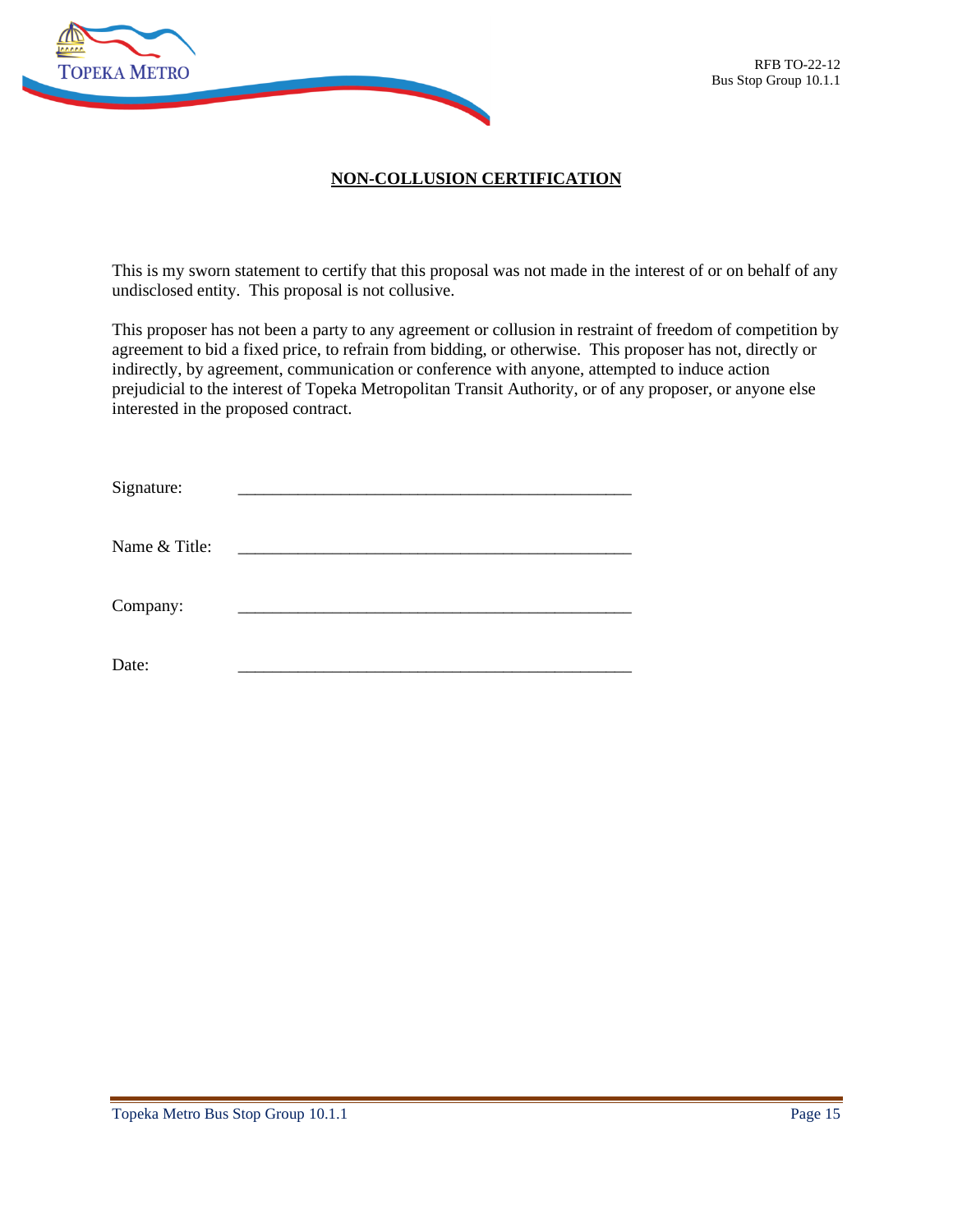## NON-COLLUSION CERTIFICATION

This is my sworn statement to certify that this proposal was not made in the interest of or on behalf of any undisclosed entity. This proposal is not collusive.

This proposer has not been a party to any agreement or collusion in restraint of freedom of competition by agreement to bid a fixed price, to refrain from bidding, or otherwise. This proposer has not, directly or indirectly, by agreement, communication or conference with anyone, attempted to induce action prejudicial to the interest of Topeka Metropolitan Transit Authority, or of any proposer, or anyone else interested in the proposed contract.

Signature: _______________________________________________

Name & Title: _______________________________________________

Company: _______________________________________________

Date: _______________________________________________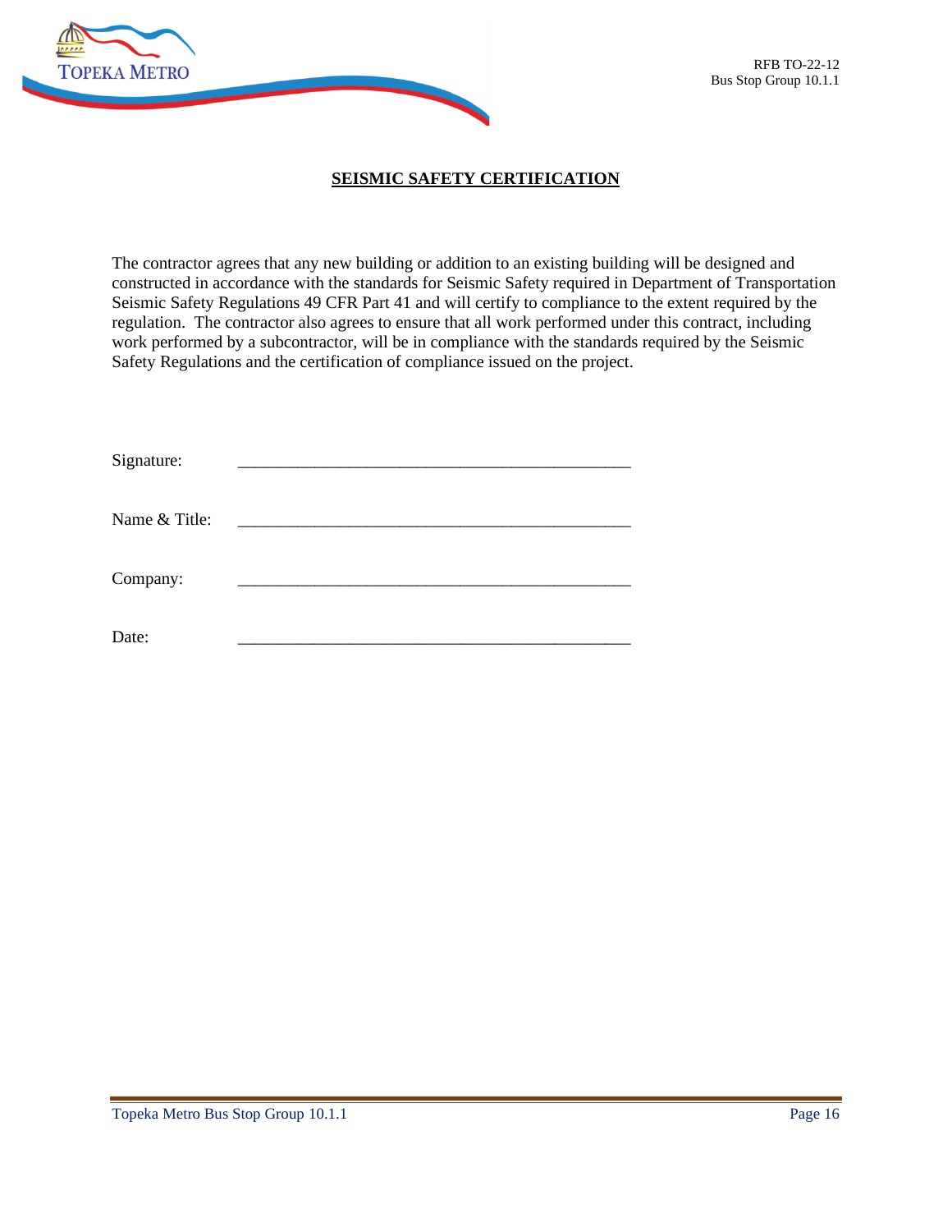## SEISMIC SAFETY CERTIFICATION

The contractor agrees that any new building or addition to an existing building will be designed and constructed in accordance with the standards for Seismic Safety required in Department of Transportation Seismic Safety Regulations 49 CFR Part 41 and will certify to compliance to the extent required by the regulation. The contractor also agrees to ensure that all work performed under this contract, including work performed by a subcontractor, will be in compliance with the standards required by the Seismic Safety Regulations and the certification of compliance issued on the project.

Signature: _______________________________________________

Name & Title: _______________________________________________

Company: _______________________________________________

Date: _______________________________________________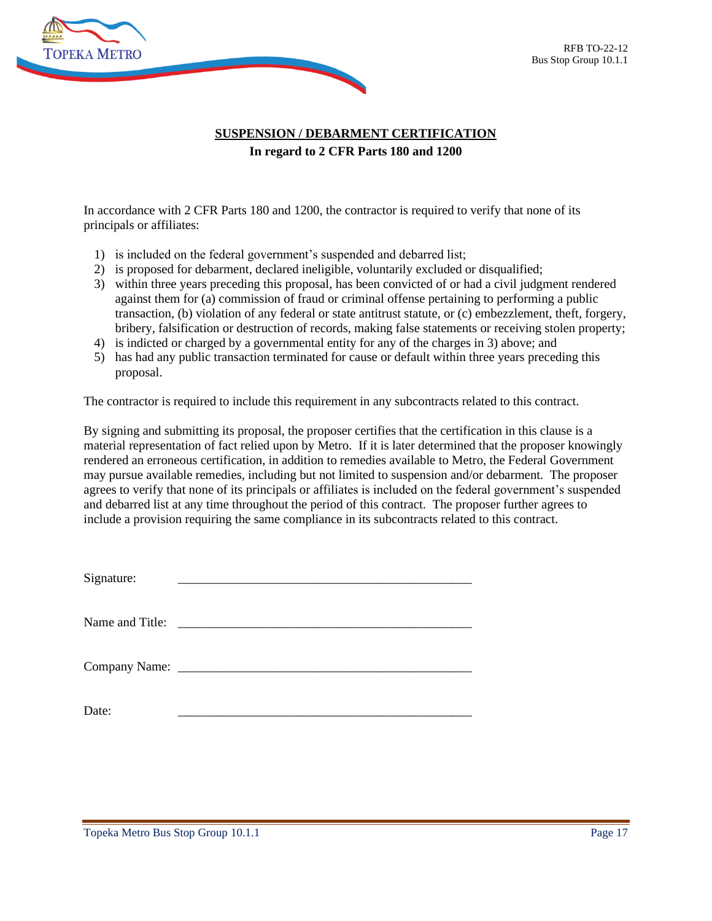## SUSPENSION / DEBARMENT CERTIFICATION

**In regard to 2 CFR Parts 180 and 1200**

In accordance with 2 CFR Parts 180 and 1200, the contractor is required to verify that none of its principals or affiliates:

1) is included on the federal government's suspended and debarred list;
2) is proposed for debarment, declared ineligible, voluntarily excluded or disqualified;
3) within three years preceding this proposal, has been convicted of or had a civil judgment rendered against them for (a) commission of fraud or criminal offense pertaining to performing a public transaction, (b) violation of any federal or state antitrust statute, or (c) embezzlement, theft, forgery, bribery, falsification or destruction of records, making false statements or receiving stolen property;
4) is indicted or charged by a governmental entity for any of the charges in 3) above; and
5) has had any public transaction terminated for cause or default within three years preceding this proposal.

The contractor is required to include this requirement in any subcontracts related to this contract.

By signing and submitting its proposal, the proposer certifies that the certification in this clause is a material representation of fact relied upon by Metro. If it is later determined that the proposer knowingly rendered an erroneous certification, in addition to remedies available to Metro, the Federal Government may pursue available remedies, including but not limited to suspension and/or debarment. The proposer agrees to verify that none of its principals or affiliates is included on the federal government's suspended and debarred list at any time throughout the period of this contract. The proposer further agrees to include a provision requiring the same compliance in its subcontracts related to this contract.

Signature: _______________________________________________

Name and Title: _______________________________________________

Company Name: _______________________________________________

Date: _______________________________________________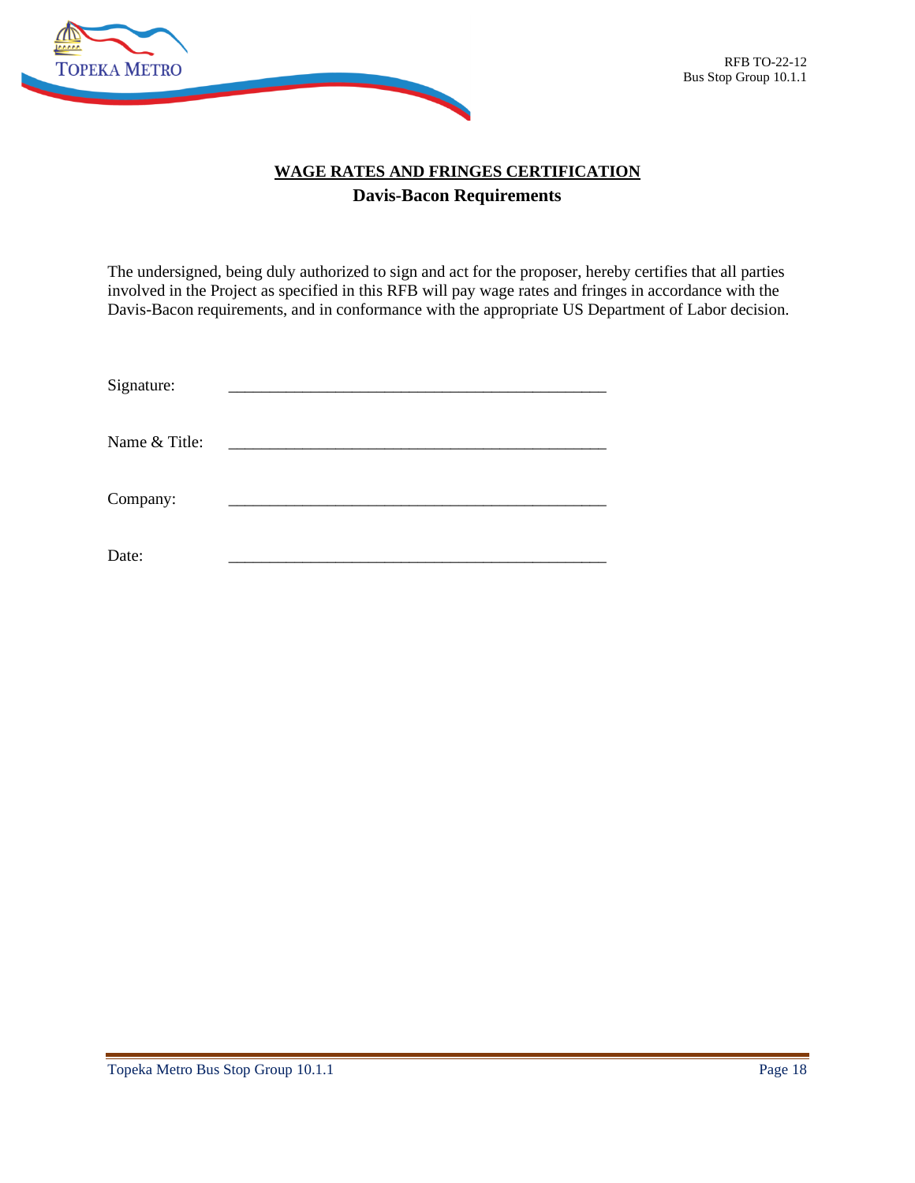## WAGE RATES AND FRINGES CERTIFICATION

### Davis-Bacon Requirements

The undersigned, being duly authorized to sign and act for the proposer, hereby certifies that all parties involved in the Project as specified in this RFB will pay wage rates and fringes in accordance with the Davis-Bacon requirements, and in conformance with the appropriate US Department of Labor decision.

Signature: _______________________________________________

Name & Title: _______________________________________________

Company: _______________________________________________

Date: _______________________________________________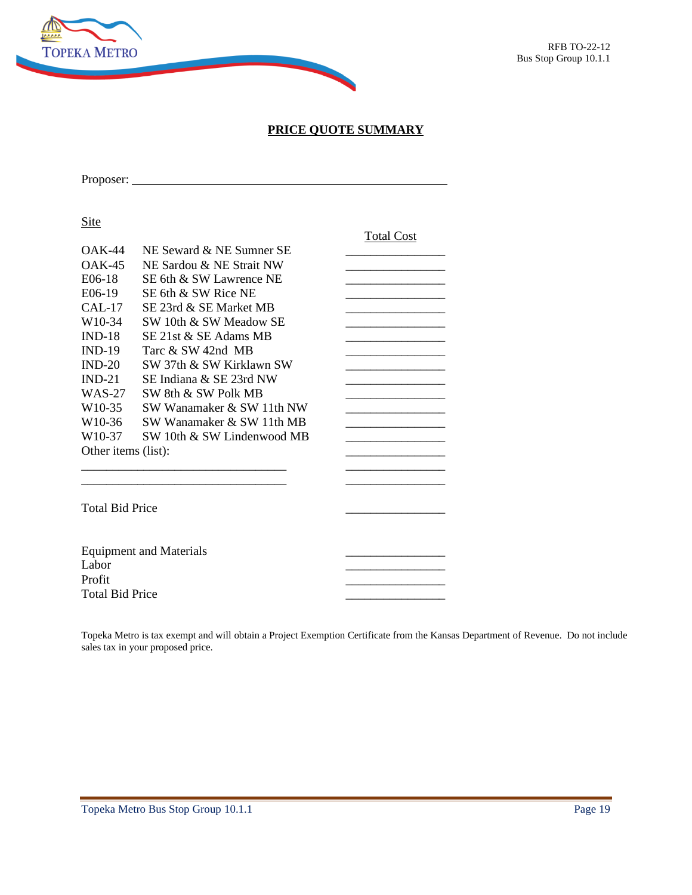## PRICE QUOTE SUMMARY

Proposer: ______________________________________________

| Site | | Total Cost |
|---|---|---|
| OAK-44 | NE Seward & NE Sumner SE | _______________ |
| OAK-45 | NE Sardou & NE Strait NW | _______________ |
| E06-18 | SE 6th & SW Lawrence NE | _______________ |
| E06-19 | SE 6th & SW Rice NE | _______________ |
| CAL-17 | SE 23rd & SE Market MB | _______________ |
| W10-34 | SW 10th & SW Meadow SE | _______________ |
| IND-18 | SE 21st & SE Adams MB | _______________ |
| IND-19 | Tarc & SW 42nd MB | _______________ |
| IND-20 | SW 37th & SW Kirklawn SW | _______________ |
| IND-21 | SE Indiana & SE 23rd NW | _______________ |
| WAS-27 | SW 8th & SW Polk MB | _______________ |
| W10-35 | SW Wanamaker & SW 11th NW | _______________ |
| W10-36 | SW Wanamaker & SW 11th MB | _______________ |
| W10-37 | SW 10th & SW Lindenwood MB | _______________ |
| Other items (list): | | _______________ |
| ______________________________ | | _______________ |
| ______________________________ | | _______________ |
| Total Bid Price | | _______________ |

| | |
|---|---|
| Equipment and Materials | _______________ |
| Labor | _______________ |
| Profit | _______________ |
| Total Bid Price | _______________ |

Topeka Metro is tax exempt and will obtain a Project Exemption Certificate from the Kansas Department of Revenue. Do not include sales tax in your proposed price.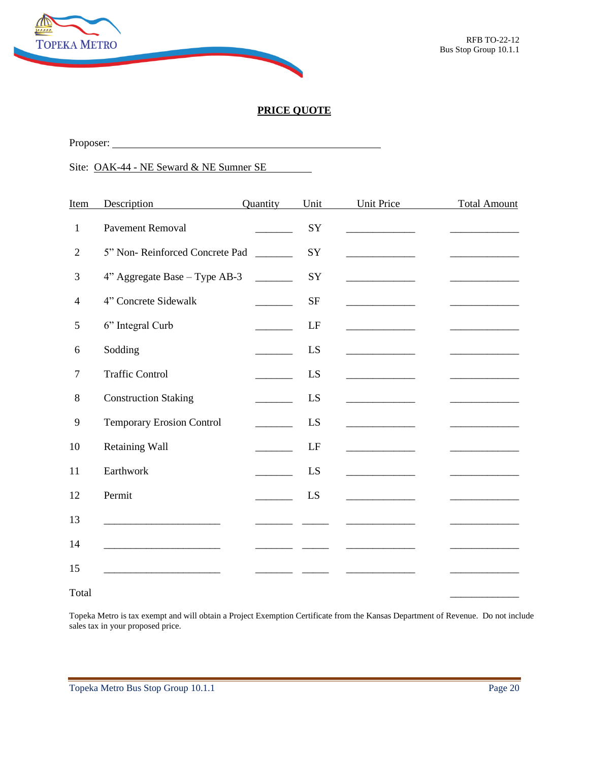## PRICE QUOTE

Proposer: ______________________________________________

Site: OAK-44 - NE Seward & NE Sumner SE

| Item | Description | Quantity | Unit | Unit Price | Total Amount |
|---|---|---|---|---|---|
| 1 | Pavement Removal | _______ | SY | _____________ | _____________ |
| 2 | 5” Non- Reinforced Concrete Pad | _______ | SY | _____________ | _____________ |
| 3 | 4” Aggregate Base – Type AB-3 | _______ | SY | _____________ | _____________ |
| 4 | 4” Concrete Sidewalk | _______ | SF | _____________ | _____________ |
| 5 | 6” Integral Curb | _______ | LF | _____________ | _____________ |
| 6 | Sodding | _______ | LS | _____________ | _____________ |
| 7 | Traffic Control | _______ | LS | _____________ | _____________ |
| 8 | Construction Staking | _______ | LS | _____________ | _____________ |
| 9 | Temporary Erosion Control | _______ | LS | _____________ | _____________ |
| 10 | Retaining Wall | _______ | LF | _____________ | _____________ |
| 11 | Earthwork | _______ | LS | _____________ | _____________ |
| 12 | Permit | _______ | LS | _____________ | _____________ |
| 13 | ______________________ | _______ | _____ | _____________ | _____________ |
| 14 | ______________________ | _______ | _____ | _____________ | _____________ |
| 15 | ______________________ | _______ | _____ | _____________ | _____________ |
| Total | | | | | _____________ |

Topeka Metro is tax exempt and will obtain a Project Exemption Certificate from the Kansas Department of Revenue. Do not include sales tax in your proposed price.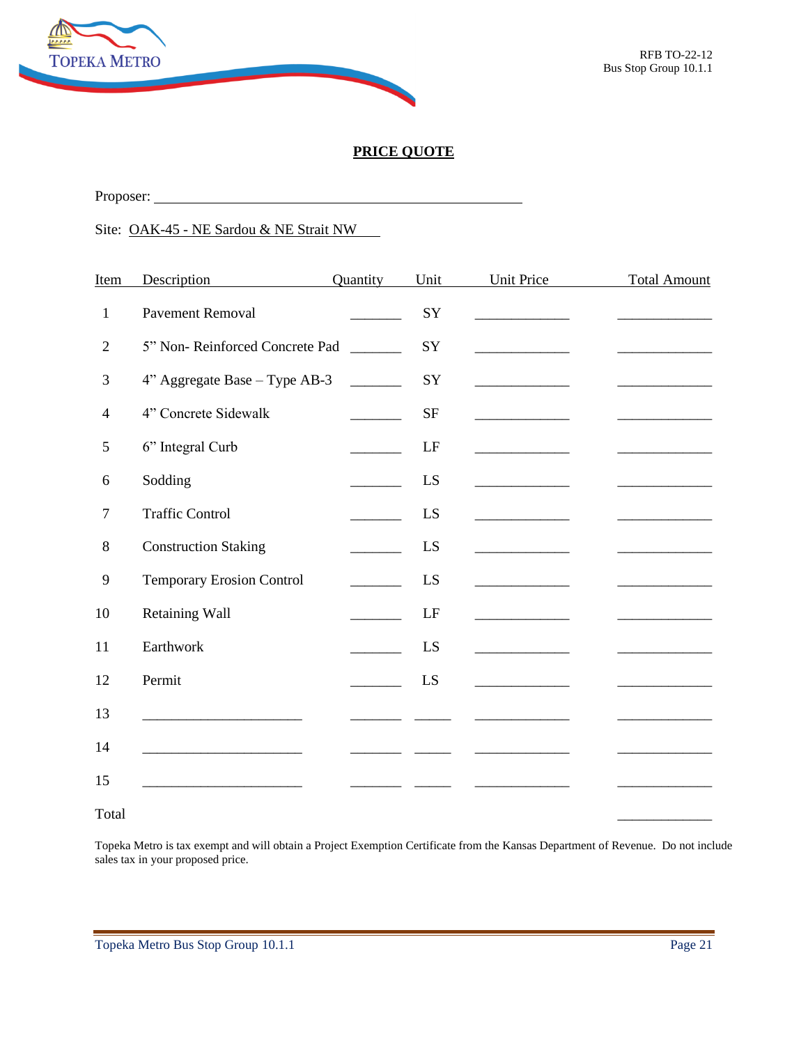## PRICE QUOTE

Proposer: ______________________________________________

Site: OAK-45 - NE Sardou & NE Strait NW

| Item | Description | Quantity | Unit | Unit Price | Total Amount |
|---|---|---|---|---|---|
| 1 | Pavement Removal | _______ | SY | _____________ | _____________ |
| 2 | 5" Non- Reinforced Concrete Pad | _______ | SY | _____________ | _____________ |
| 3 | 4" Aggregate Base – Type AB-3 | _______ | SY | _____________ | _____________ |
| 4 | 4" Concrete Sidewalk | _______ | SF | _____________ | _____________ |
| 5 | 6" Integral Curb | _______ | LF | _____________ | _____________ |
| 6 | Sodding | _______ | LS | _____________ | _____________ |
| 7 | Traffic Control | _______ | LS | _____________ | _____________ |
| 8 | Construction Staking | _______ | LS | _____________ | _____________ |
| 9 | Temporary Erosion Control | _______ | LS | _____________ | _____________ |
| 10 | Retaining Wall | _______ | LF | _____________ | _____________ |
| 11 | Earthwork | _______ | LS | _____________ | _____________ |
| 12 | Permit | _______ | LS | _____________ | _____________ |
| 13 | _____________________ | _______ | _____ | _____________ | _____________ |
| 14 | _____________________ | _______ | _____ | _____________ | _____________ |
| 15 | _____________________ | _______ | _____ | _____________ | _____________ |
| Total | | | | | _____________ |

Topeka Metro is tax exempt and will obtain a Project Exemption Certificate from the Kansas Department of Revenue. Do not include sales tax in your proposed price.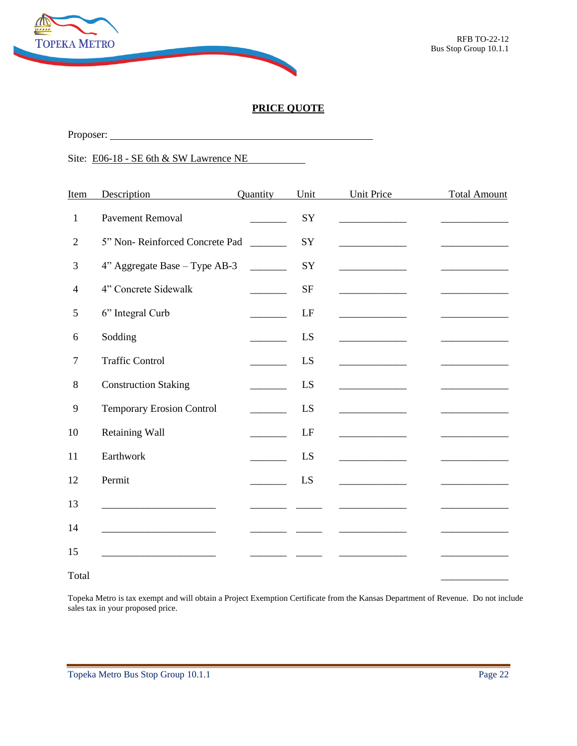RFB TO-22-12
Bus Stop Group 10.1.1

## PRICE QUOTE

Proposer: ______________________________________________

Site: E06-18 - SE 6th & SW Lawrence NE

| Item | Description | Quantity | Unit | Unit Price | Total Amount |
|---|---|---|---|---|---|
| 1 | Pavement Removal | _______ | SY | _____________ | _____________ |
| 2 | 5" Non- Reinforced Concrete Pad | _______ | SY | _____________ | _____________ |
| 3 | 4" Aggregate Base – Type AB-3 | _______ | SY | _____________ | _____________ |
| 4 | 4" Concrete Sidewalk | _______ | SF | _____________ | _____________ |
| 5 | 6" Integral Curb | _______ | LF | _____________ | _____________ |
| 6 | Sodding | _______ | LS | _____________ | _____________ |
| 7 | Traffic Control | _______ | LS | _____________ | _____________ |
| 8 | Construction Staking | _______ | LS | _____________ | _____________ |
| 9 | Temporary Erosion Control | _______ | LS | _____________ | _____________ |
| 10 | Retaining Wall | _______ | LF | _____________ | _____________ |
| 11 | Earthwork | _______ | LS | _____________ | _____________ |
| 12 | Permit | _______ | LS | _____________ | _____________ |
| 13 | ______________________ | _______ | _____ | _____________ | _____________ |
| 14 | ______________________ | _______ | _____ | _____________ | _____________ |
| 15 | ______________________ | _______ | _____ | _____________ | _____________ |
| Total | | | | | _____________ |

Topeka Metro is tax exempt and will obtain a Project Exemption Certificate from the Kansas Department of Revenue. Do not include sales tax in your proposed price.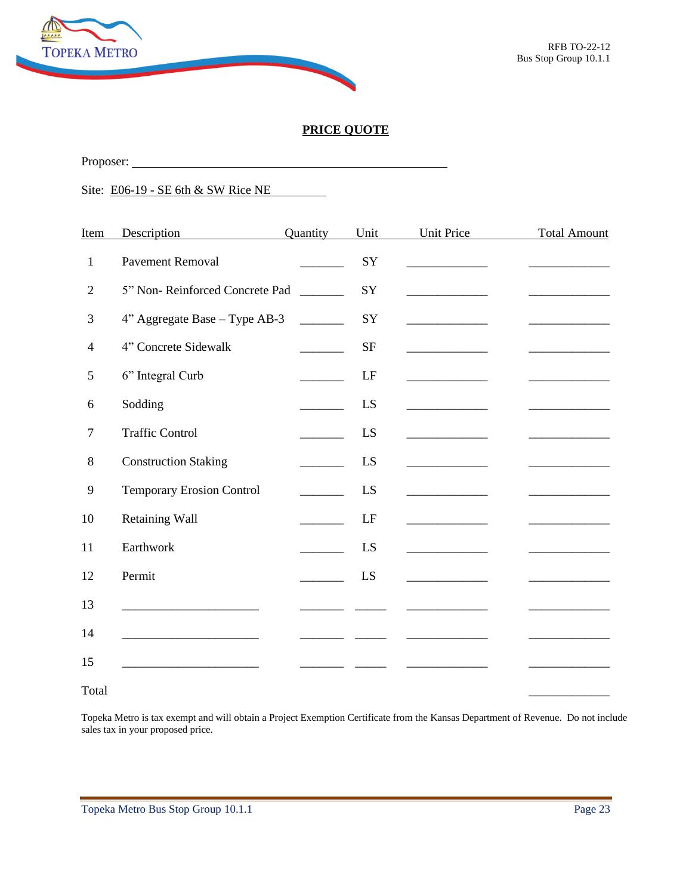## PRICE QUOTE

Proposer: ______________________________________________

Site: E06-19 - SE 6th & SW Rice NE

| Item | Description | Quantity | Unit | Unit Price | Total Amount |
|---|---|---|---|---|---|
| 1 | Pavement Removal | _______ | SY | _____________ | _____________ |
| 2 | 5" Non- Reinforced Concrete Pad | _______ | SY | _____________ | _____________ |
| 3 | 4" Aggregate Base – Type AB-3 | _______ | SY | _____________ | _____________ |
| 4 | 4" Concrete Sidewalk | _______ | SF | _____________ | _____________ |
| 5 | 6" Integral Curb | _______ | LF | _____________ | _____________ |
| 6 | Sodding | _______ | LS | _____________ | _____________ |
| 7 | Traffic Control | _______ | LS | _____________ | _____________ |
| 8 | Construction Staking | _______ | LS | _____________ | _____________ |
| 9 | Temporary Erosion Control | _______ | LS | _____________ | _____________ |
| 10 | Retaining Wall | _______ | LF | _____________ | _____________ |
| 11 | Earthwork | _______ | LS | _____________ | _____________ |
| 12 | Permit | _______ | LS | _____________ | _____________ |
| 13 | ______________________ | _______ | _____ | _____________ | _____________ |
| 14 | ______________________ | _______ | _____ | _____________ | _____________ |
| 15 | ______________________ | _______ | _____ | _____________ | _____________ |
| Total | | | | | _____________ |

Topeka Metro is tax exempt and will obtain a Project Exemption Certificate from the Kansas Department of Revenue. Do not include sales tax in your proposed price.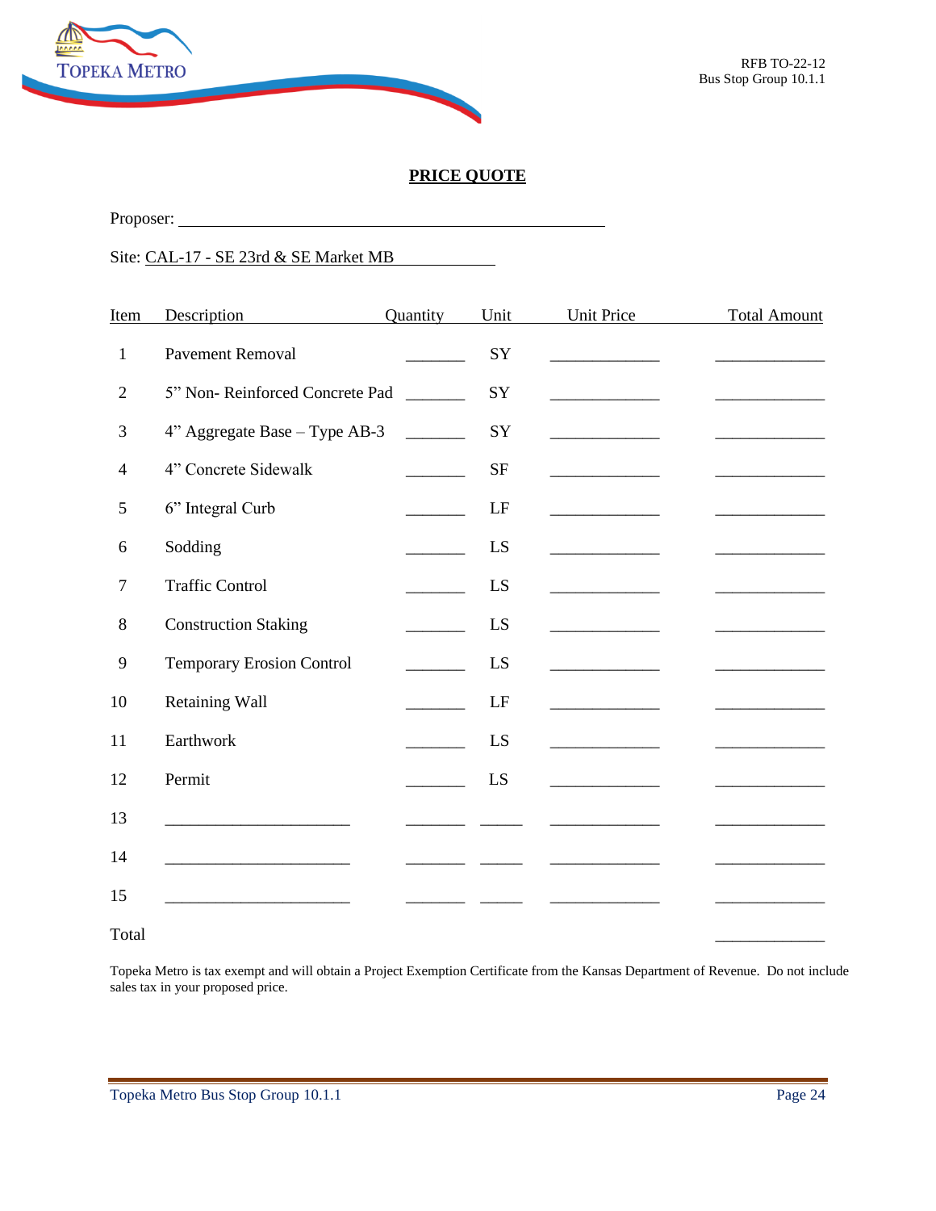## PRICE QUOTE

Proposer: ______________________________________________

Site: CAL-17 - SE 23rd & SE Market MB

| Item | Description | Quantity | Unit | Unit Price | Total Amount |
|---|---|---|---|---|---|
| 1 | Pavement Removal | _______ | SY | _____________ | _____________ |
| 2 | 5" Non- Reinforced Concrete Pad | _______ | SY | _____________ | _____________ |
| 3 | 4" Aggregate Base – Type AB-3 | _______ | SY | _____________ | _____________ |
| 4 | 4" Concrete Sidewalk | _______ | SF | _____________ | _____________ |
| 5 | 6" Integral Curb | _______ | LF | _____________ | _____________ |
| 6 | Sodding | _______ | LS | _____________ | _____________ |
| 7 | Traffic Control | _______ | LS | _____________ | _____________ |
| 8 | Construction Staking | _______ | LS | _____________ | _____________ |
| 9 | Temporary Erosion Control | _______ | LS | _____________ | _____________ |
| 10 | Retaining Wall | _______ | LF | _____________ | _____________ |
| 11 | Earthwork | _______ | LS | _____________ | _____________ |
| 12 | Permit | _______ | LS | _____________ | _____________ |
| 13 | ______________________ | _______ | _____ | _____________ | _____________ |
| 14 | ______________________ | _______ | _____ | _____________ | _____________ |
| 15 | ______________________ | _______ | _____ | _____________ | _____________ |
| Total | | | | | _____________ |

Topeka Metro is tax exempt and will obtain a Project Exemption Certificate from the Kansas Department of Revenue. Do not include sales tax in your proposed price.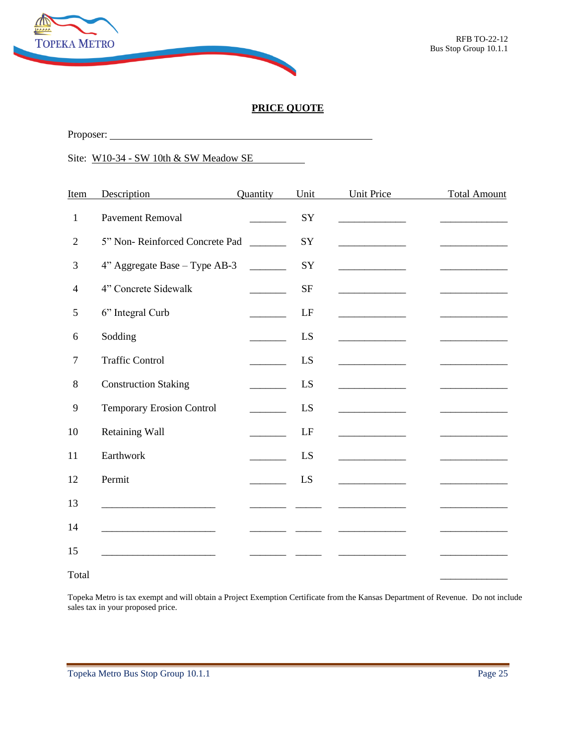RFB TO-22-12
Bus Stop Group 10.1.1

## PRICE QUOTE

Proposer: ______________________________________________

Site: W10-34 - SW 10th & SW Meadow SE

| Item | Description | Quantity | Unit | Unit Price | Total Amount |
|---|---|---|---|---|---|
| 1 | Pavement Removal | _______ | SY | _____________ | _____________ |
| 2 | 5" Non- Reinforced Concrete Pad | _______ | SY | _____________ | _____________ |
| 3 | 4" Aggregate Base – Type AB-3 | _______ | SY | _____________ | _____________ |
| 4 | 4" Concrete Sidewalk | _______ | SF | _____________ | _____________ |
| 5 | 6" Integral Curb | _______ | LF | _____________ | _____________ |
| 6 | Sodding | _______ | LS | _____________ | _____________ |
| 7 | Traffic Control | _______ | LS | _____________ | _____________ |
| 8 | Construction Staking | _______ | LS | _____________ | _____________ |
| 9 | Temporary Erosion Control | _______ | LS | _____________ | _____________ |
| 10 | Retaining Wall | _______ | LF | _____________ | _____________ |
| 11 | Earthwork | _______ | LS | _____________ | _____________ |
| 12 | Permit | _______ | LS | _____________ | _____________ |
| 13 | ______________________ | _______ | _____ | _____________ | _____________ |
| 14 | ______________________ | _______ | _____ | _____________ | _____________ |
| 15 | ______________________ | _______ | _____ | _____________ | _____________ |
| Total | | | | | _____________ |

Topeka Metro is tax exempt and will obtain a Project Exemption Certificate from the Kansas Department of Revenue. Do not include sales tax in your proposed price.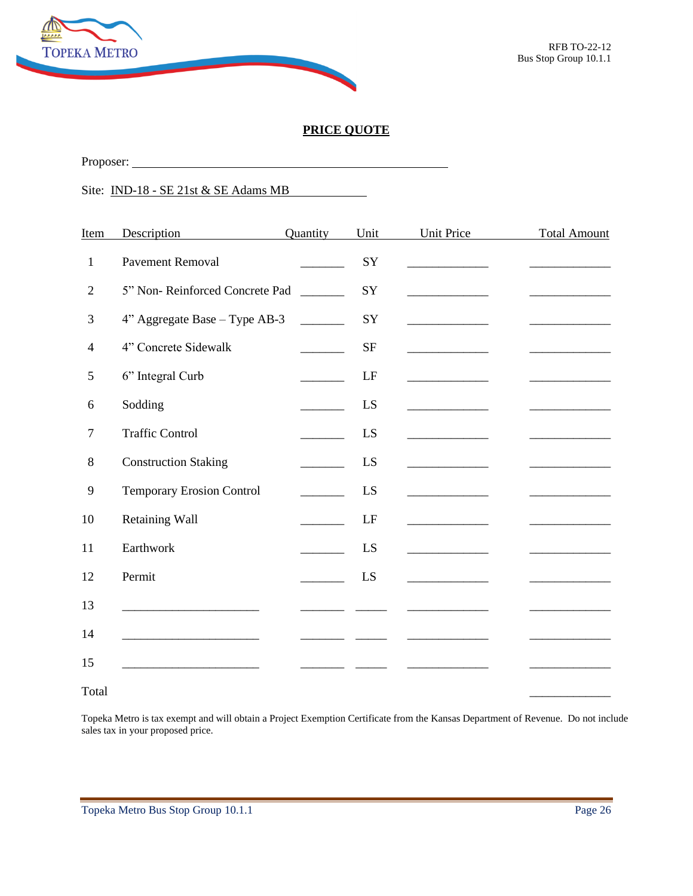## PRICE QUOTE

Proposer: ______________________________________________

Site: IND-18 - SE 21st & SE Adams MB

| Item | Description | Quantity | Unit | Unit Price | Total Amount |
|---|---|---|---|---|---|
| 1 | Pavement Removal | _______ | SY | _____________ | _____________ |
| 2 | 5" Non- Reinforced Concrete Pad | _______ | SY | _____________ | _____________ |
| 3 | 4" Aggregate Base – Type AB-3 | _______ | SY | _____________ | _____________ |
| 4 | 4" Concrete Sidewalk | _______ | SF | _____________ | _____________ |
| 5 | 6" Integral Curb | _______ | LF | _____________ | _____________ |
| 6 | Sodding | _______ | LS | _____________ | _____________ |
| 7 | Traffic Control | _______ | LS | _____________ | _____________ |
| 8 | Construction Staking | _______ | LS | _____________ | _____________ |
| 9 | Temporary Erosion Control | _______ | LS | _____________ | _____________ |
| 10 | Retaining Wall | _______ | LF | _____________ | _____________ |
| 11 | Earthwork | _______ | LS | _____________ | _____________ |
| 12 | Permit | _______ | LS | _____________ | _____________ |
| 13 | ______________________ | _______ | _____ | _____________ | _____________ |
| 14 | ______________________ | _______ | _____ | _____________ | _____________ |
| 15 | ______________________ | _______ | _____ | _____________ | _____________ |
| Total | | | | | _____________ |

Topeka Metro is tax exempt and will obtain a Project Exemption Certificate from the Kansas Department of Revenue. Do not include sales tax in your proposed price.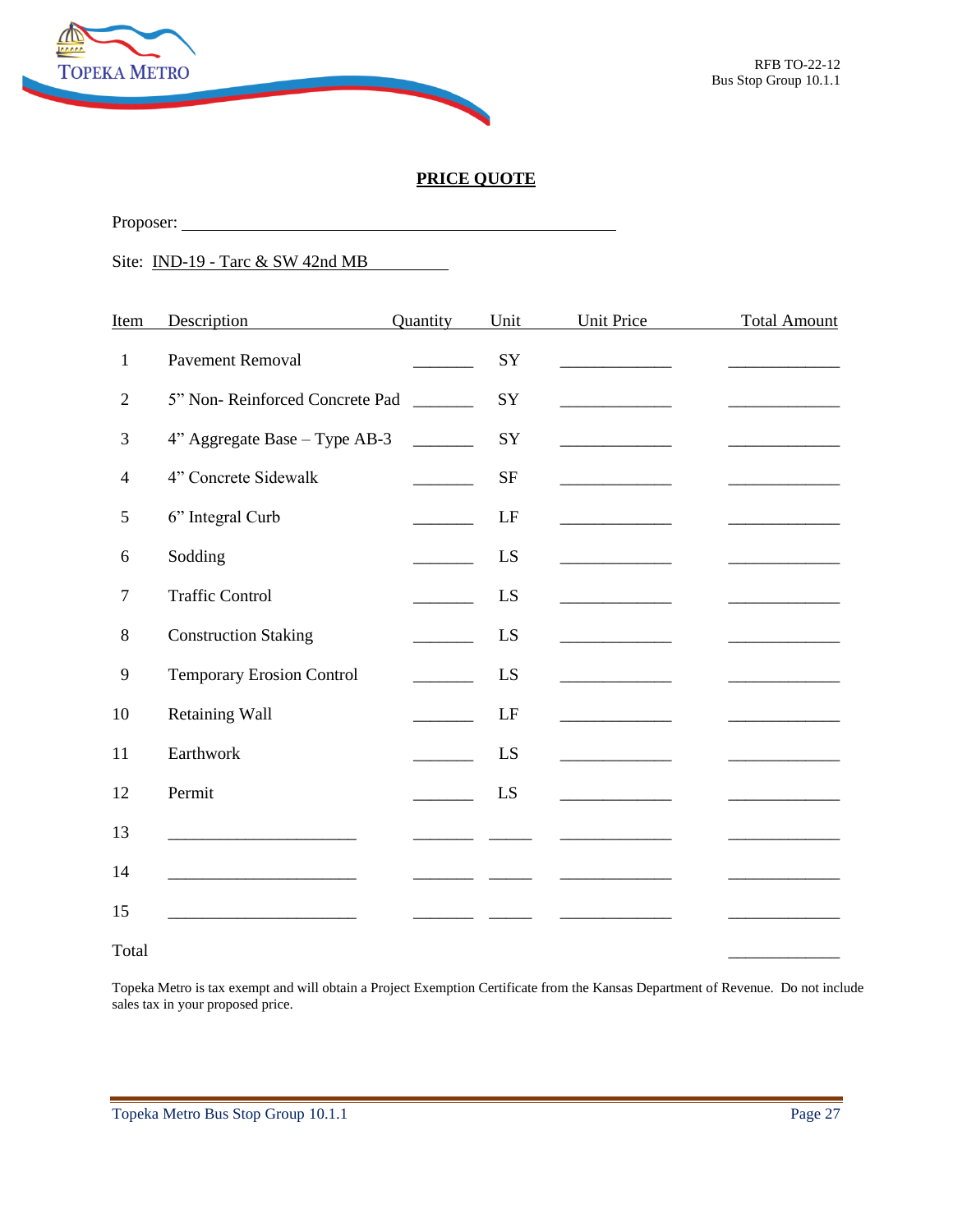RFB TO-22-12
Bus Stop Group 10.1.1

## PRICE QUOTE

Proposer: ______________________________________________

Site: IND-19 - Tarc & SW 42nd MB

| Item | Description | Quantity | Unit | Unit Price | Total Amount |
|---|---|---|---|---|---|
| 1 | Pavement Removal | _______ | SY | _____________ | _____________ |
| 2 | 5” Non- Reinforced Concrete Pad | _______ | SY | _____________ | _____________ |
| 3 | 4” Aggregate Base – Type AB-3 | _______ | SY | _____________ | _____________ |
| 4 | 4” Concrete Sidewalk | _______ | SF | _____________ | _____________ |
| 5 | 6” Integral Curb | _______ | LF | _____________ | _____________ |
| 6 | Sodding | _______ | LS | _____________ | _____________ |
| 7 | Traffic Control | _______ | LS | _____________ | _____________ |
| 8 | Construction Staking | _______ | LS | _____________ | _____________ |
| 9 | Temporary Erosion Control | _______ | LS | _____________ | _____________ |
| 10 | Retaining Wall | _______ | LF | _____________ | _____________ |
| 11 | Earthwork | _______ | LS | _____________ | _____________ |
| 12 | Permit | _______ | LS | _____________ | _____________ |
| 13 | ______________________ | _______ | _____ | _____________ | _____________ |
| 14 | ______________________ | _______ | _____ | _____________ | _____________ |
| 15 | ______________________ | _______ | _____ | _____________ | _____________ |
| Total | | | | | _____________ |

Topeka Metro is tax exempt and will obtain a Project Exemption Certificate from the Kansas Department of Revenue. Do not include sales tax in your proposed price.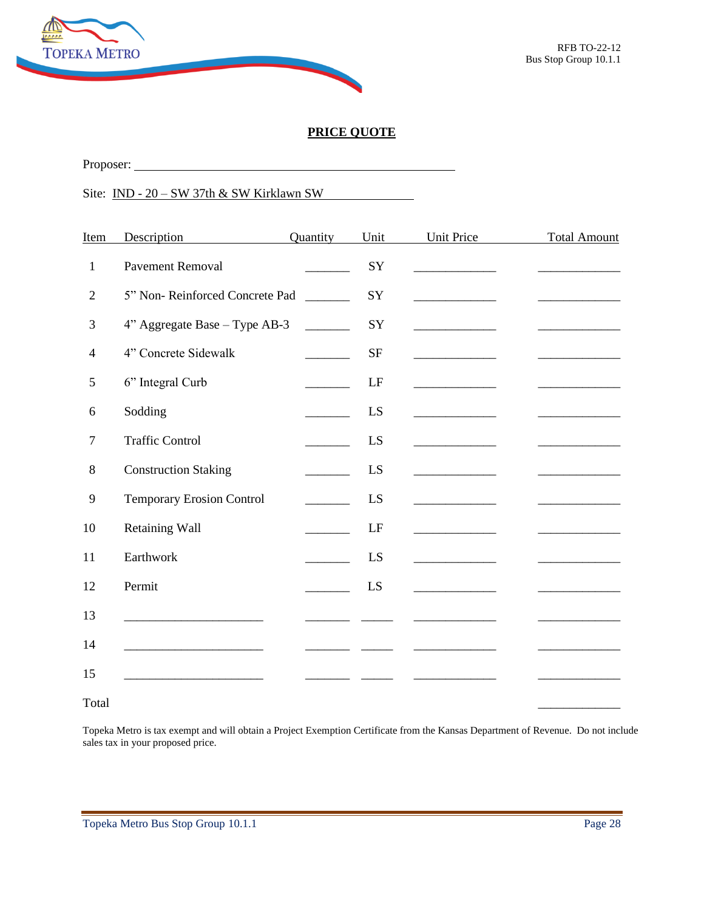## PRICE QUOTE

Proposer: ______________________________________________

Site: IND - 20 – SW 37th & SW Kirklawn SW

| Item | Description | Quantity | Unit | Unit Price | Total Amount |
|---|---|---|---|---|---|
| 1 | Pavement Removal | _______ | SY | _____________ | _____________ |
| 2 | 5” Non- Reinforced Concrete Pad | _______ | SY | _____________ | _____________ |
| 3 | 4” Aggregate Base – Type AB-3 | _______ | SY | _____________ | _____________ |
| 4 | 4” Concrete Sidewalk | _______ | SF | _____________ | _____________ |
| 5 | 6” Integral Curb | _______ | LF | _____________ | _____________ |
| 6 | Sodding | _______ | LS | _____________ | _____________ |
| 7 | Traffic Control | _______ | LS | _____________ | _____________ |
| 8 | Construction Staking | _______ | LS | _____________ | _____________ |
| 9 | Temporary Erosion Control | _______ | LS | _____________ | _____________ |
| 10 | Retaining Wall | _______ | LF | _____________ | _____________ |
| 11 | Earthwork | _______ | LS | _____________ | _____________ |
| 12 | Permit | _______ | LS | _____________ | _____________ |
| 13 | ______________________ | _______ | _____ | _____________ | _____________ |
| 14 | ______________________ | _______ | _____ | _____________ | _____________ |
| 15 | ______________________ | _______ | _____ | _____________ | _____________ |
| Total | | | | | _____________ |

Topeka Metro is tax exempt and will obtain a Project Exemption Certificate from the Kansas Department of Revenue. Do not include sales tax in your proposed price.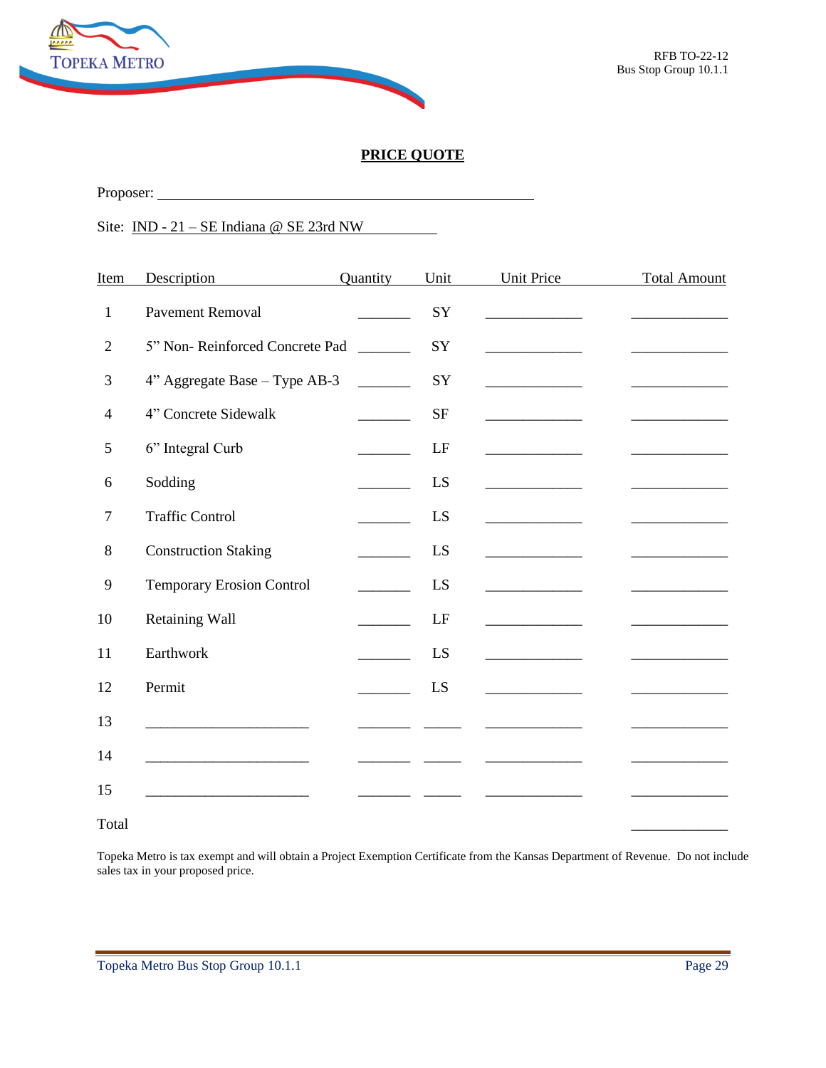## PRICE QUOTE

Proposer: ______________________________________________

Site: IND - 21 – SE Indiana @ SE 23rd NW

| Item | Description | Quantity | Unit | Unit Price | Total Amount |
|---|---|---|---|---|---|
| 1 | Pavement Removal | _______ | SY | _____________ | _____________ |
| 2 | 5" Non- Reinforced Concrete Pad | _______ | SY | _____________ | _____________ |
| 3 | 4" Aggregate Base – Type AB-3 | _______ | SY | _____________ | _____________ |
| 4 | 4" Concrete Sidewalk | _______ | SF | _____________ | _____________ |
| 5 | 6" Integral Curb | _______ | LF | _____________ | _____________ |
| 6 | Sodding | _______ | LS | _____________ | _____________ |
| 7 | Traffic Control | _______ | LS | _____________ | _____________ |
| 8 | Construction Staking | _______ | LS | _____________ | _____________ |
| 9 | Temporary Erosion Control | _______ | LS | _____________ | _____________ |
| 10 | Retaining Wall | _______ | LF | _____________ | _____________ |
| 11 | Earthwork | _______ | LS | _____________ | _____________ |
| 12 | Permit | _______ | LS | _____________ | _____________ |
| 13 | ______________________ | _______ | _____ | _____________ | _____________ |
| 14 | ______________________ | _______ | _____ | _____________ | _____________ |
| 15 | ______________________ | _______ | _____ | _____________ | _____________ |
| Total | | | | | _____________ |

Topeka Metro is tax exempt and will obtain a Project Exemption Certificate from the Kansas Department of Revenue. Do not include sales tax in your proposed price.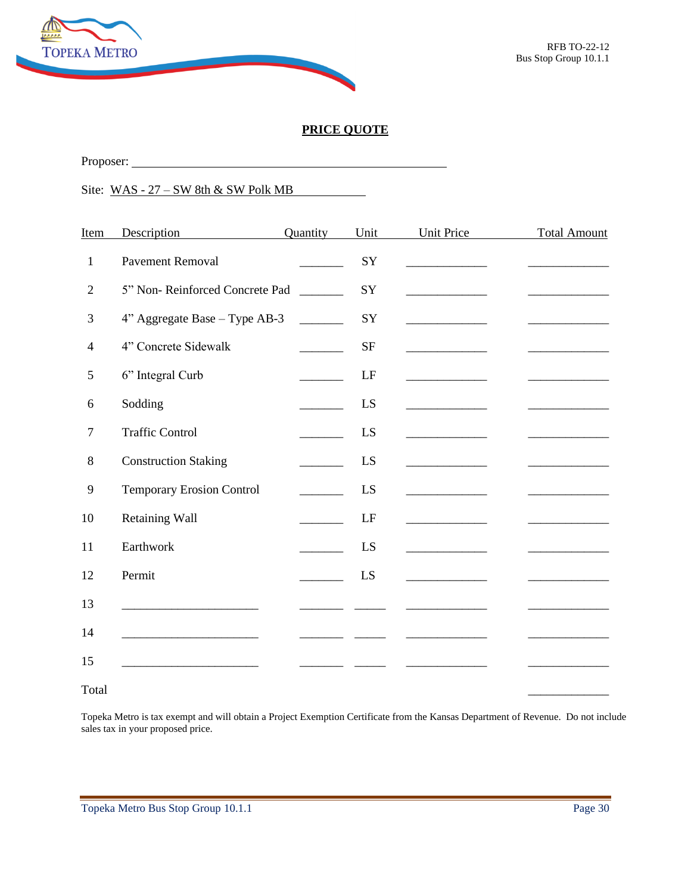## PRICE QUOTE

Proposer: ______________________________________________

Site: WAS - 27 – SW 8th & SW Polk MB

| Item | Description | Quantity | Unit | Unit Price | Total Amount |
|---|---|---|---|---|---|
| 1 | Pavement Removal | _______ | SY | _____________ | _____________ |
| 2 | 5" Non- Reinforced Concrete Pad | _______ | SY | _____________ | _____________ |
| 3 | 4" Aggregate Base – Type AB-3 | _______ | SY | _____________ | _____________ |
| 4 | 4" Concrete Sidewalk | _______ | SF | _____________ | _____________ |
| 5 | 6" Integral Curb | _______ | LF | _____________ | _____________ |
| 6 | Sodding | _______ | LS | _____________ | _____________ |
| 7 | Traffic Control | _______ | LS | _____________ | _____________ |
| 8 | Construction Staking | _______ | LS | _____________ | _____________ |
| 9 | Temporary Erosion Control | _______ | LS | _____________ | _____________ |
| 10 | Retaining Wall | _______ | LF | _____________ | _____________ |
| 11 | Earthwork | _______ | LS | _____________ | _____________ |
| 12 | Permit | _______ | LS | _____________ | _____________ |
| 13 | ______________________ | _______ | _____ | _____________ | _____________ |
| 14 | ______________________ | _______ | _____ | _____________ | _____________ |
| 15 | ______________________ | _______ | _____ | _____________ | _____________ |
| Total | | | | | _____________ |

Topeka Metro is tax exempt and will obtain a Project Exemption Certificate from the Kansas Department of Revenue. Do not include sales tax in your proposed price.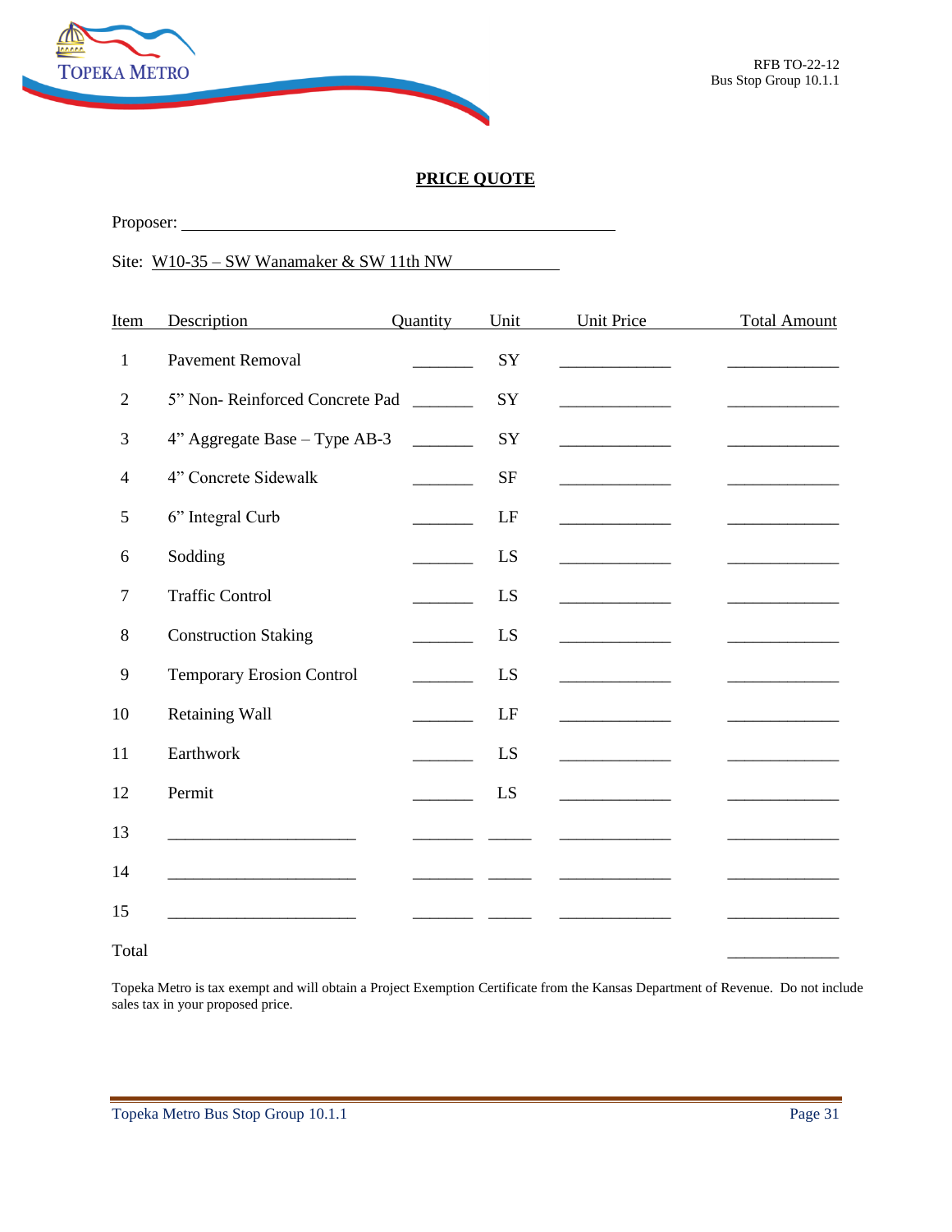## PRICE QUOTE

Proposer: ______________________________________________

Site: W10-35 – SW Wanamaker & SW 11th NW

| Item | Description | Quantity | Unit | Unit Price | Total Amount |
|---|---|---|---|---|---|
| 1 | Pavement Removal | _______ | SY | _____________ | _____________ |
| 2 | 5" Non- Reinforced Concrete Pad | _______ | SY | _____________ | _____________ |
| 3 | 4" Aggregate Base – Type AB-3 | _______ | SY | _____________ | _____________ |
| 4 | 4" Concrete Sidewalk | _______ | SF | _____________ | _____________ |
| 5 | 6" Integral Curb | _______ | LF | _____________ | _____________ |
| 6 | Sodding | _______ | LS | _____________ | _____________ |
| 7 | Traffic Control | _______ | LS | _____________ | _____________ |
| 8 | Construction Staking | _______ | LS | _____________ | _____________ |
| 9 | Temporary Erosion Control | _______ | LS | _____________ | _____________ |
| 10 | Retaining Wall | _______ | LF | _____________ | _____________ |
| 11 | Earthwork | _______ | LS | _____________ | _____________ |
| 12 | Permit | _______ | LS | _____________ | _____________ |
| 13 | ______________________ | _______ | _____ | _____________ | _____________ |
| 14 | ______________________ | _______ | _____ | _____________ | _____________ |
| 15 | ______________________ | _______ | _____ | _____________ | _____________ |
| Total | | | | | _____________ |

Topeka Metro is tax exempt and will obtain a Project Exemption Certificate from the Kansas Department of Revenue. Do not include sales tax in your proposed price.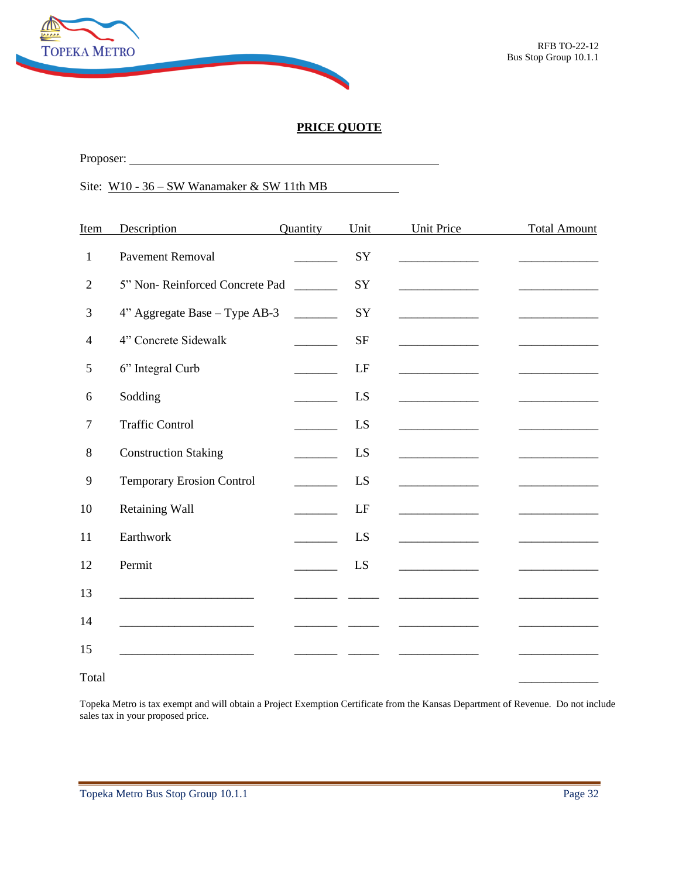RFB TO-22-12
Bus Stop Group 10.1.1

## PRICE QUOTE

Proposer: ______________________________________________

Site: W10 - 36 – SW Wanamaker & SW 11th MB

| Item | Description | Quantity | Unit | Unit Price | Total Amount |
|---|---|---|---|---|---|
| 1 | Pavement Removal | _______ | SY | _____________ | _____________ |
| 2 | 5" Non- Reinforced Concrete Pad | _______ | SY | _____________ | _____________ |
| 3 | 4" Aggregate Base – Type AB-3 | _______ | SY | _____________ | _____________ |
| 4 | 4" Concrete Sidewalk | _______ | SF | _____________ | _____________ |
| 5 | 6" Integral Curb | _______ | LF | _____________ | _____________ |
| 6 | Sodding | _______ | LS | _____________ | _____________ |
| 7 | Traffic Control | _______ | LS | _____________ | _____________ |
| 8 | Construction Staking | _______ | LS | _____________ | _____________ |
| 9 | Temporary Erosion Control | _______ | LS | _____________ | _____________ |
| 10 | Retaining Wall | _______ | LF | _____________ | _____________ |
| 11 | Earthwork | _______ | LS | _____________ | _____________ |
| 12 | Permit | _______ | LS | _____________ | _____________ |
| 13 | ______________________ | _______ | _____ | _____________ | _____________ |
| 14 | ______________________ | _______ | _____ | _____________ | _____________ |
| 15 | ______________________ | _______ | _____ | _____________ | _____________ |
| Total | | | | | _____________ |

Topeka Metro is tax exempt and will obtain a Project Exemption Certificate from the Kansas Department of Revenue. Do not include sales tax in your proposed price.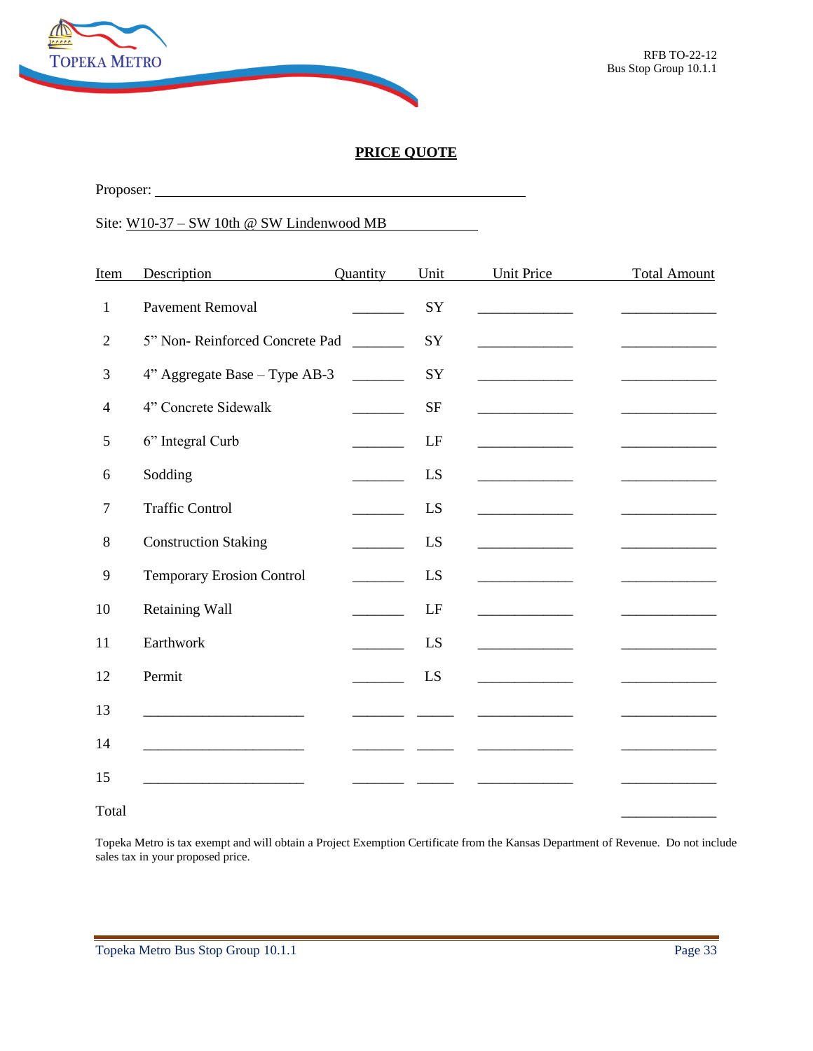RFB TO-22-12
Bus Stop Group 10.1.1

## PRICE QUOTE

Proposer: ______________________________________________

Site: W10-37 – SW 10th @ SW Lindenwood MB

| Item | Description | Quantity | Unit | Unit Price | Total Amount |
|---|---|---|---|---|---|
| 1 | Pavement Removal | _______ | SY | _____________ | _____________ |
| 2 | 5" Non- Reinforced Concrete Pad | _______ | SY | _____________ | _____________ |
| 3 | 4" Aggregate Base – Type AB-3 | _______ | SY | _____________ | _____________ |
| 4 | 4" Concrete Sidewalk | _______ | SF | _____________ | _____________ |
| 5 | 6" Integral Curb | _______ | LF | _____________ | _____________ |
| 6 | Sodding | _______ | LS | _____________ | _____________ |
| 7 | Traffic Control | _______ | LS | _____________ | _____________ |
| 8 | Construction Staking | _______ | LS | _____________ | _____________ |
| 9 | Temporary Erosion Control | _______ | LS | _____________ | _____________ |
| 10 | Retaining Wall | _______ | LF | _____________ | _____________ |
| 11 | Earthwork | _______ | LS | _____________ | _____________ |
| 12 | Permit | _______ | LS | _____________ | _____________ |
| 13 | ______________________ | _______ | _____ | _____________ | _____________ |
| 14 | ______________________ | _______ | _____ | _____________ | _____________ |
| 15 | ______________________ | _______ | _____ | _____________ | _____________ |
| Total | | | | | _____________ |

Topeka Metro is tax exempt and will obtain a Project Exemption Certificate from the Kansas Department of Revenue. Do not include sales tax in your proposed price.